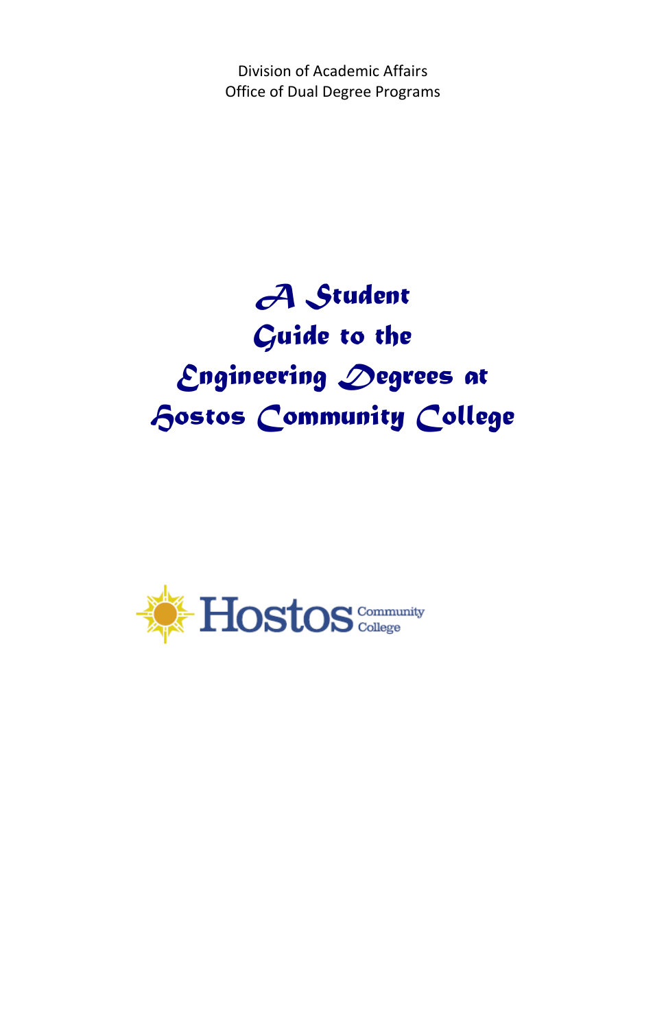Division of Academic Affairs
Office of Dual Degree Programs

# A Student Guide to the Engineering Degrees at Hostos Community College

Hostos Community College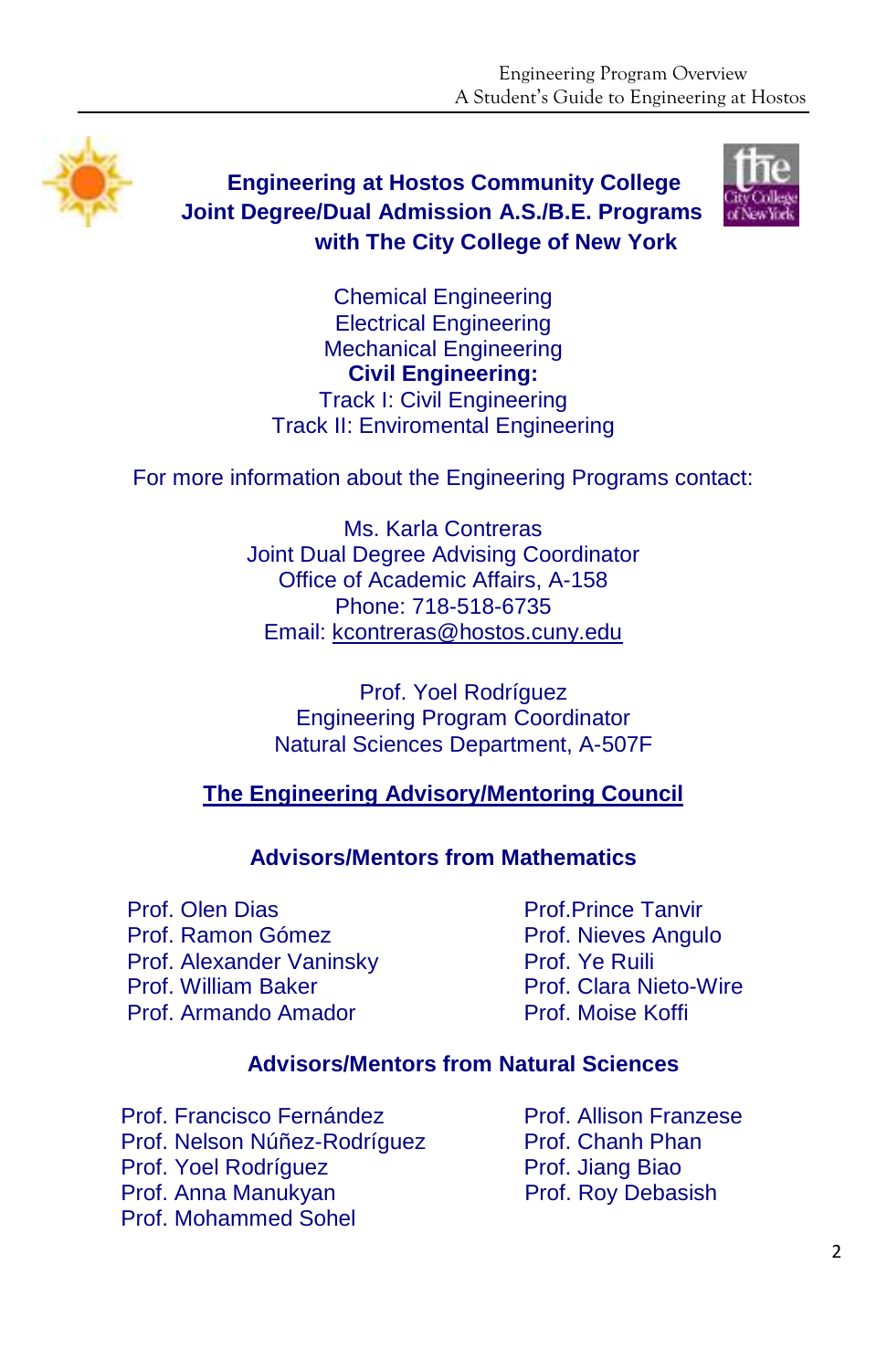**Engineering at Hostos Community College**
**Joint Degree/Dual Admission A.S./B.E. Programs**
**with The City College of New York**

Chemical Engineering
Electrical Engineering
Mechanical Engineering
**Civil Engineering:**
Track I: Civil Engineering
Track II: Enviromental Engineering

For more information about the Engineering Programs contact:

Ms. Karla Contreras
Joint Dual Degree Advising Coordinator
Office of Academic Affairs, A-158
Phone: 718-518-6735
Email: kcontreras@hostos.cuny.edu

Prof. Yoel Rodríguez
Engineering Program Coordinator
Natural Sciences Department, A-507F

## The Engineering Advisory/Mentoring Council

### Advisors/Mentors from Mathematics

Prof. Olen Dias
Prof. Ramon Gómez
Prof. Alexander Vaninsky
Prof. William Baker
Prof. Armando Amador
Prof.Prince Tanvir
Prof. Nieves Angulo
Prof. Ye Ruili
Prof. Clara Nieto-Wire
Prof. Moise Koffi

### Advisors/Mentors from Natural Sciences

Prof. Francisco Fernández
Prof. Nelson Núñez-Rodríguez
Prof. Yoel Rodríguez
Prof. Anna Manukyan
Prof. Mohammed Sohel
Prof. Allison Franzese
Prof. Chanh Phan
Prof. Jiang Biao
Prof. Roy Debasish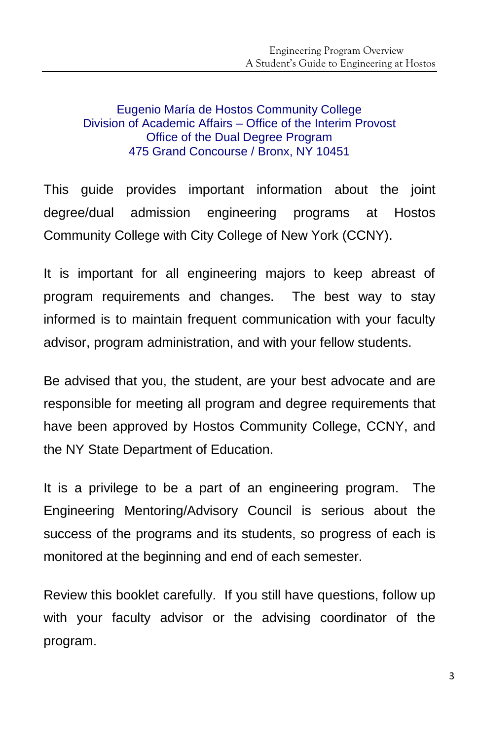Eugenio María de Hostos Community College
Division of Academic Affairs – Office of the Interim Provost
Office of the Dual Degree Program
475 Grand Concourse / Bronx, NY 10451

This guide provides important information about the joint degree/dual admission engineering programs at Hostos Community College with City College of New York (CCNY).

It is important for all engineering majors to keep abreast of program requirements and changes. The best way to stay informed is to maintain frequent communication with your faculty advisor, program administration, and with your fellow students.

Be advised that you, the student, are your best advocate and are responsible for meeting all program and degree requirements that have been approved by Hostos Community College, CCNY, and the NY State Department of Education.

It is a privilege to be a part of an engineering program. The Engineering Mentoring/Advisory Council is serious about the success of the programs and its students, so progress of each is monitored at the beginning and end of each semester.

Review this booklet carefully. If you still have questions, follow up with your faculty advisor or the advising coordinator of the program.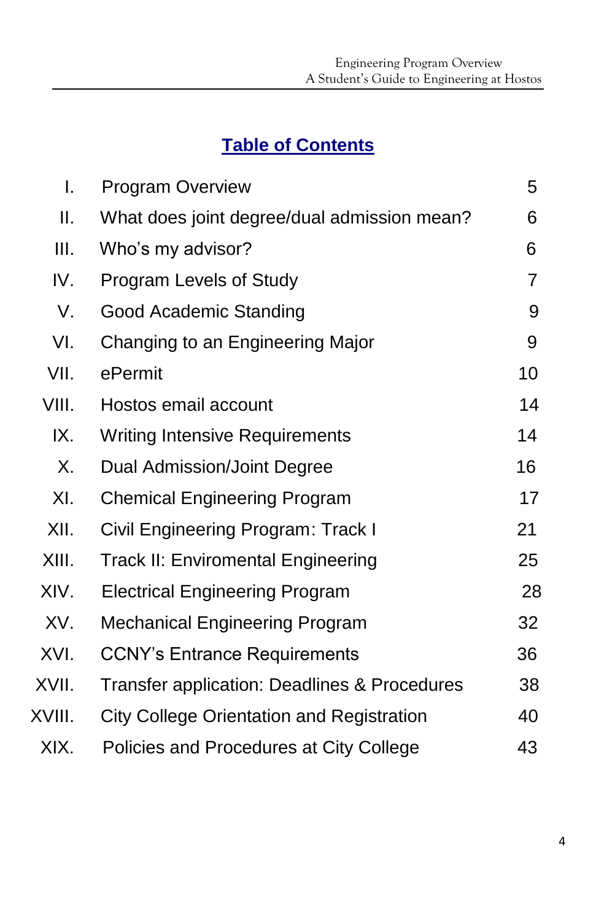# Table of Contents

| | | |
|---|---|---|
| I. | Program Overview | 5 |
| II. | What does joint degree/dual admission mean? | 6 |
| III. | Who's my advisor? | 6 |
| IV. | Program Levels of Study | 7 |
| V. | Good Academic Standing | 9 |
| VI. | Changing to an Engineering Major | 9 |
| VII. | ePermit | 10 |
| VIII. | Hostos email account | 14 |
| IX. | Writing Intensive Requirements | 14 |
| X. | Dual Admission/Joint Degree | 16 |
| XI. | Chemical Engineering Program | 17 |
| XII. | Civil Engineering Program: Track I | 21 |
| XIII. | Track II: Enviromental Engineering | 25 |
| XIV. | Electrical Engineering Program | 28 |
| XV. | Mechanical Engineering Program | 32 |
| XVI. | CCNY's Entrance Requirements | 36 |
| XVII. | Transfer application: Deadlines & Procedures | 38 |
| XVIII. | City College Orientation and Registration | 40 |
| XIX. | Policies and Procedures at City College | 43 |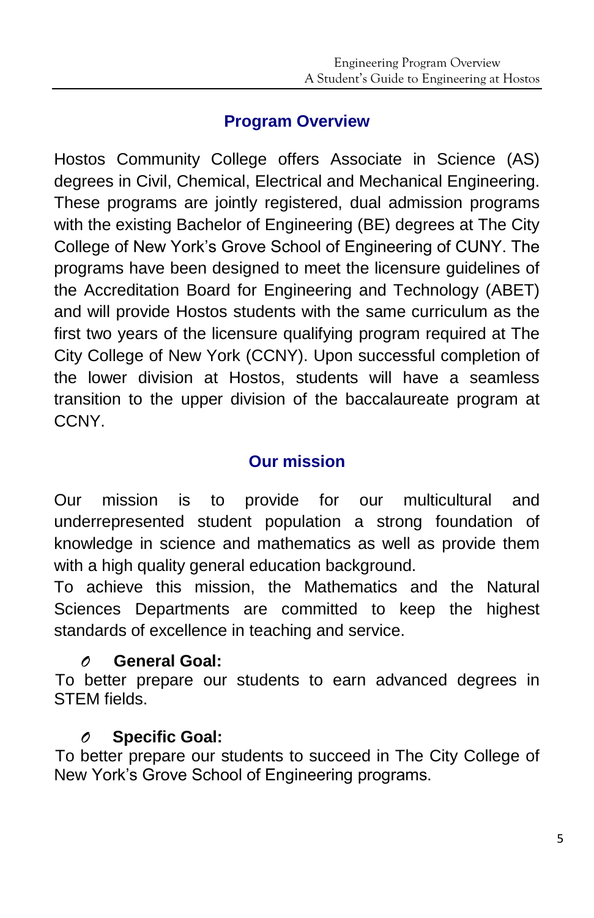## Program Overview

Hostos Community College offers Associate in Science (AS) degrees in Civil, Chemical, Electrical and Mechanical Engineering. These programs are jointly registered, dual admission programs with the existing Bachelor of Engineering (BE) degrees at The City College of New York's Grove School of Engineering of CUNY. The programs have been designed to meet the licensure guidelines of the Accreditation Board for Engineering and Technology (ABET) and will provide Hostos students with the same curriculum as the first two years of the licensure qualifying program required at The City College of New York (CCNY). Upon successful completion of the lower division at Hostos, students will have a seamless transition to the upper division of the baccalaureate program at CCNY.

## Our mission

Our mission is to provide for our multicultural and underrepresented student population a strong foundation of knowledge in science and mathematics as well as provide them with a high quality general education background.

To achieve this mission, the Mathematics and the Natural Sciences Departments are committed to keep the highest standards of excellence in teaching and service.

- **General Goal:**

To better prepare our students to earn advanced degrees in STEM fields.

- **Specific Goal:**

To better prepare our students to succeed in The City College of New York's Grove School of Engineering programs.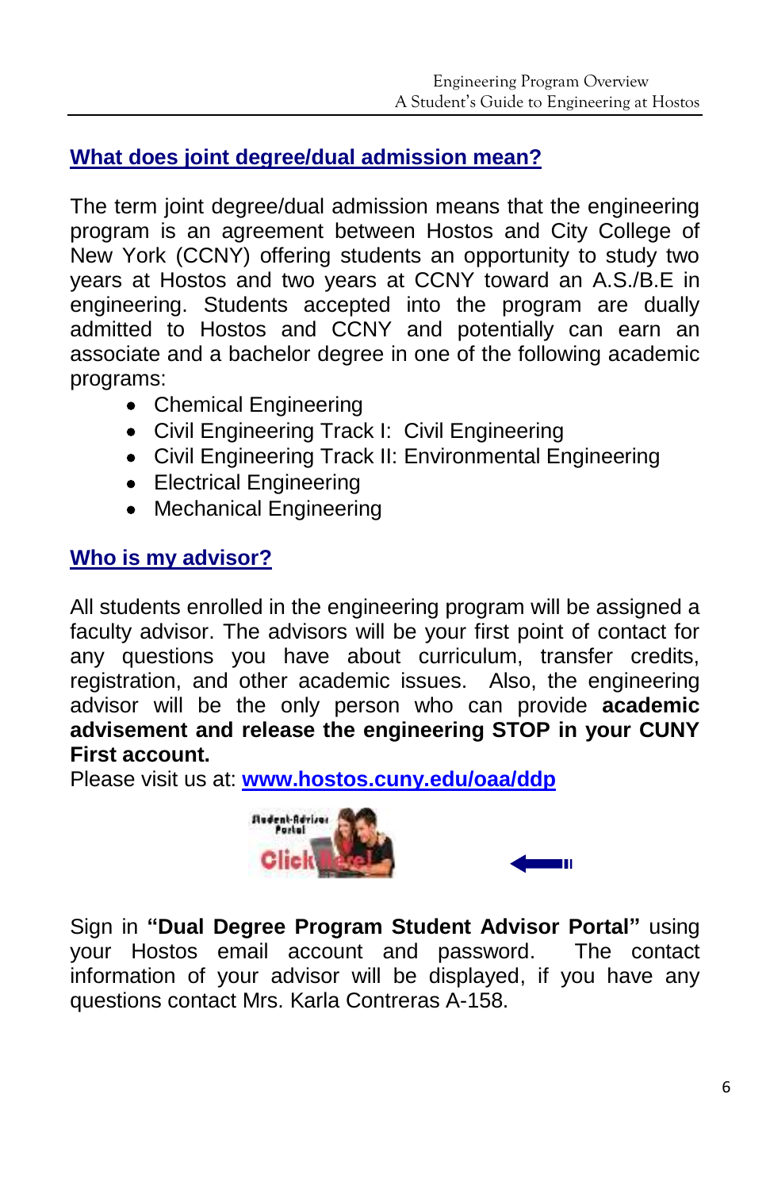## What does joint degree/dual admission mean?

The term joint degree/dual admission means that the engineering program is an agreement between Hostos and City College of New York (CCNY) offering students an opportunity to study two years at Hostos and two years at CCNY toward an A.S./B.E in engineering. Students accepted into the program are dually admitted to Hostos and CCNY and potentially can earn an associate and a bachelor degree in one of the following academic programs:

- Chemical Engineering
- Civil Engineering Track I: Civil Engineering
- Civil Engineering Track II: Environmental Engineering
- Electrical Engineering
- Mechanical Engineering

## Who is my advisor?

All students enrolled in the engineering program will be assigned a faculty advisor. The advisors will be your first point of contact for any questions you have about curriculum, transfer credits, registration, and other academic issues. Also, the engineering advisor will be the only person who can provide **academic advisement and release the engineering STOP in your CUNY First account.**

Please visit us at: **[www.hostos.cuny.edu/oaa/ddp](http://www.hostos.cuny.edu/oaa/ddp)**

Sign in **"Dual Degree Program Student Advisor Portal"** using your Hostos email account and password. The contact information of your advisor will be displayed, if you have any questions contact Mrs. Karla Contreras A-158.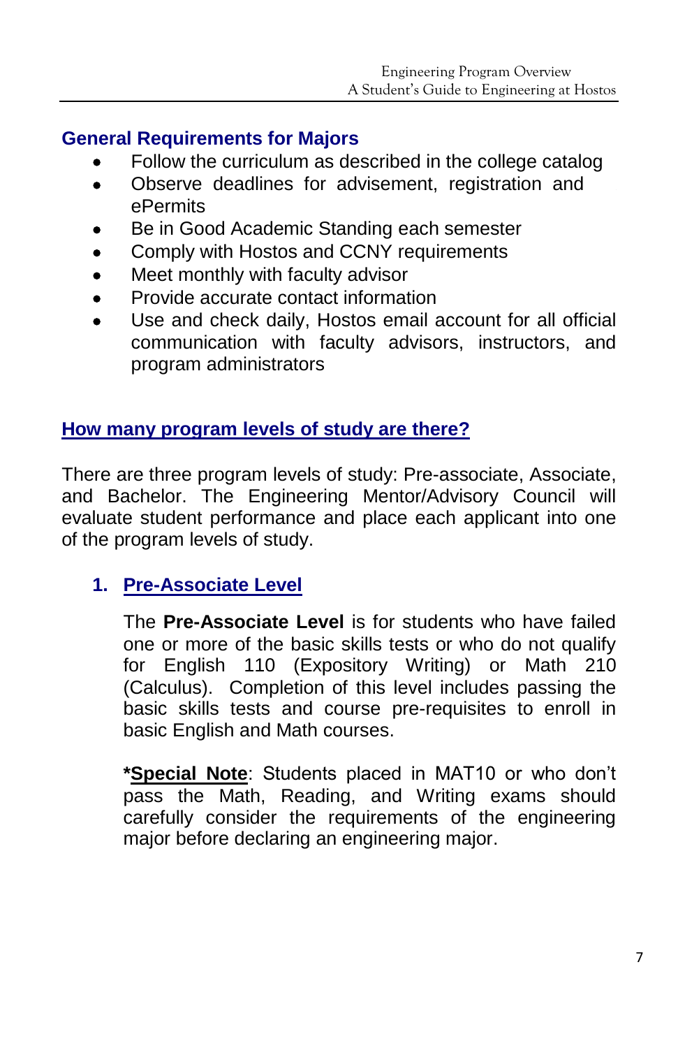## General Requirements for Majors

- Follow the curriculum as described in the college catalog
- Observe deadlines for advisement, registration and ePermits
- Be in Good Academic Standing each semester
- Comply with Hostos and CCNY requirements
- Meet monthly with faculty advisor
- Provide accurate contact information
- Use and check daily, Hostos email account for all official communication with faculty advisors, instructors, and program administrators

## How many program levels of study are there?

There are three program levels of study: Pre-associate, Associate, and Bachelor. The Engineering Mentor/Advisory Council will evaluate student performance and place each applicant into one of the program levels of study.

### 1. Pre-Associate Level

The **Pre-Associate Level** is for students who have failed one or more of the basic skills tests or who do not qualify for English 110 (Expository Writing) or Math 210 (Calculus). Completion of this level includes passing the basic skills tests and course pre-requisites to enroll in basic English and Math courses.

***Special Note**: Students placed in MAT10 or who don't pass the Math, Reading, and Writing exams should carefully consider the requirements of the engineering major before declaring an engineering major.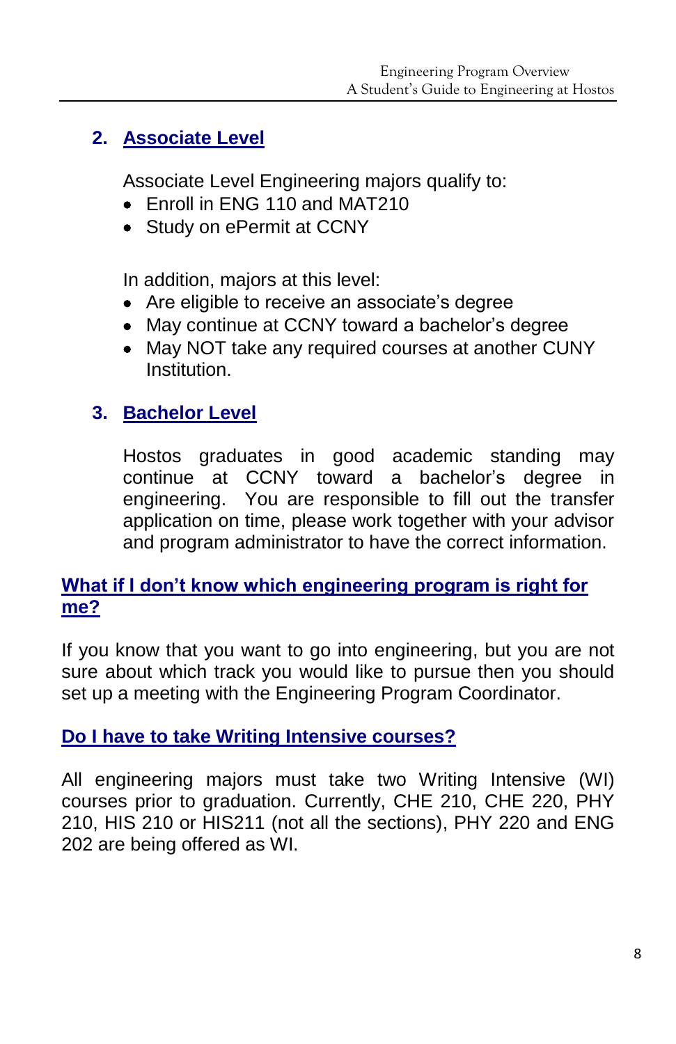## 2. Associate Level

Associate Level Engineering majors qualify to:

- Enroll in ENG 110 and MAT210
- Study on ePermit at CCNY

In addition, majors at this level:

- Are eligible to receive an associate's degree
- May continue at CCNY toward a bachelor's degree
- May NOT take any required courses at another CUNY Institution.

## 3. Bachelor Level

Hostos graduates in good academic standing may continue at CCNY toward a bachelor's degree in engineering. You are responsible to fill out the transfer application on time, please work together with your advisor and program administrator to have the correct information.

## What if I don't know which engineering program is right for me?

If you know that you want to go into engineering, but you are not sure about which track you would like to pursue then you should set up a meeting with the Engineering Program Coordinator.

## Do I have to take Writing Intensive courses?

All engineering majors must take two Writing Intensive (WI) courses prior to graduation. Currently, CHE 210, CHE 220, PHY 210, HIS 210 or HIS211 (not all the sections), PHY 220 and ENG 202 are being offered as WI.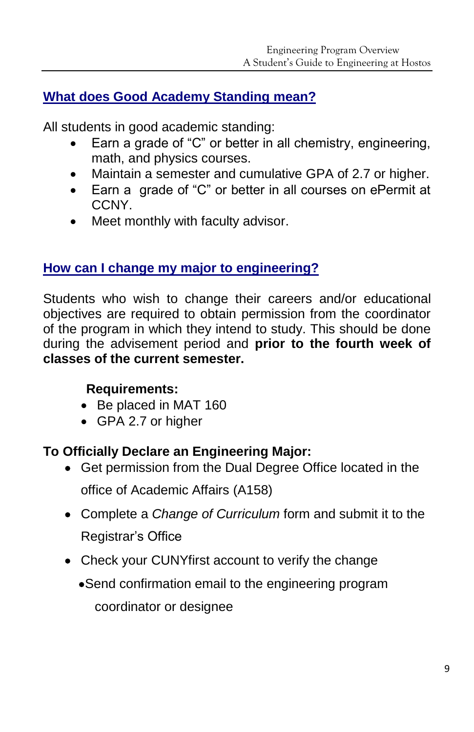## What does Good Academy Standing mean?

All students in good academic standing:

- Earn a grade of "C" or better in all chemistry, engineering, math, and physics courses.
- Maintain a semester and cumulative GPA of 2.7 or higher.
- Earn a grade of "C" or better in all courses on ePermit at CCNY.
- Meet monthly with faculty advisor.

## How can I change my major to engineering?

Students who wish to change their careers and/or educational objectives are required to obtain permission from the coordinator of the program in which they intend to study. This should be done during the advisement period and **prior to the fourth week of classes of the current semester.**

**Requirements:**

- Be placed in MAT 160
- GPA 2.7 or higher

**To Officially Declare an Engineering Major:**

- Get permission from the Dual Degree Office located in the office of Academic Affairs (A158)
- Complete a *Change of Curriculum* form and submit it to the Registrar's Office
- Check your CUNYfirst account to verify the change
- Send confirmation email to the engineering program coordinator or designee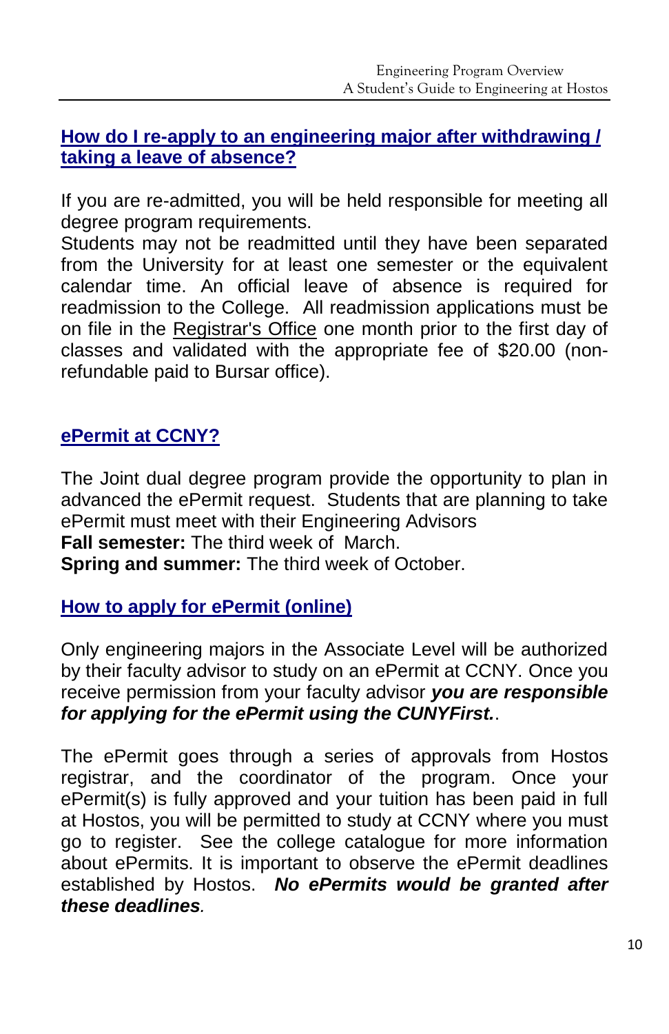## How do I re-apply to an engineering major after withdrawing / taking a leave of absence?

If you are re-admitted, you will be held responsible for meeting all degree program requirements.
Students may not be readmitted until they have been separated from the University for at least one semester or the equivalent calendar time. An official leave of absence is required for readmission to the College. All readmission applications must be on file in the Registrar's Office one month prior to the first day of classes and validated with the appropriate fee of $20.00 (non-refundable paid to Bursar office).

## ePermit at CCNY?

The Joint dual degree program provide the opportunity to plan in advanced the ePermit request. Students that are planning to take ePermit must meet with their Engineering Advisors
**Fall semester:** The third week of March.
**Spring and summer:** The third week of October.

## How to apply for ePermit (online)

Only engineering majors in the Associate Level will be authorized by their faculty advisor to study on an ePermit at CCNY. Once you receive permission from your faculty advisor ***you are responsible for applying for the ePermit using the CUNYFirst.***.

The ePermit goes through a series of approvals from Hostos registrar, and the coordinator of the program. Once your ePermit(s) is fully approved and your tuition has been paid in full at Hostos, you will be permitted to study at CCNY where you must go to register. See the college catalogue for more information about ePermits. It is important to observe the ePermit deadlines established by Hostos. ***No ePermits would be granted after these deadlines***.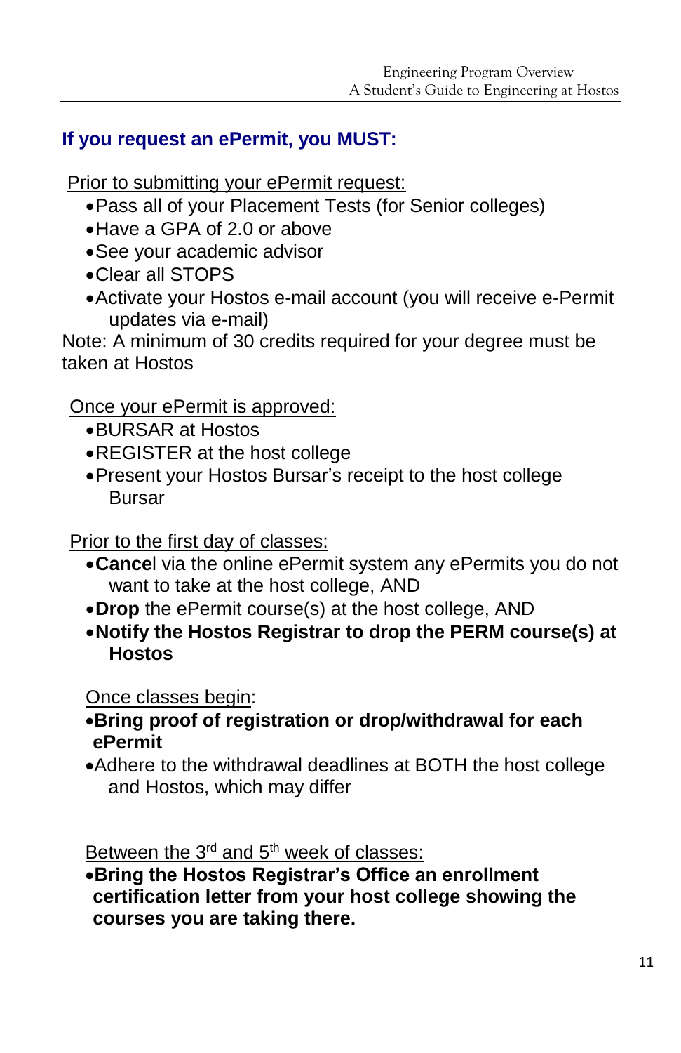## If you request an ePermit, you MUST:

Prior to submitting your ePermit request:

- Pass all of your Placement Tests (for Senior colleges)
- Have a GPA of 2.0 or above
- See your academic advisor
- Clear all STOPS
- Activate your Hostos e-mail account (you will receive e-Permit updates via e-mail)

Note: A minimum of 30 credits required for your degree must be taken at Hostos

Once your ePermit is approved:

- BURSAR at Hostos
- REGISTER at the host college
- Present your Hostos Bursar's receipt to the host college Bursar

Prior to the first day of classes:

- **Cance**l via the online ePermit system any ePermits you do not want to take at the host college, AND
- **Drop** the ePermit course(s) at the host college, AND
- **Notify the Hostos Registrar to drop the PERM course(s) at Hostos**

Once classes begin:

- **Bring proof of registration or drop/withdrawal for each ePermit**
- Adhere to the withdrawal deadlines at BOTH the host college and Hostos, which may differ

Between the 3rd and 5th week of classes:

- **Bring the Hostos Registrar's Office an enrollment certification letter from your host college showing the courses you are taking there.**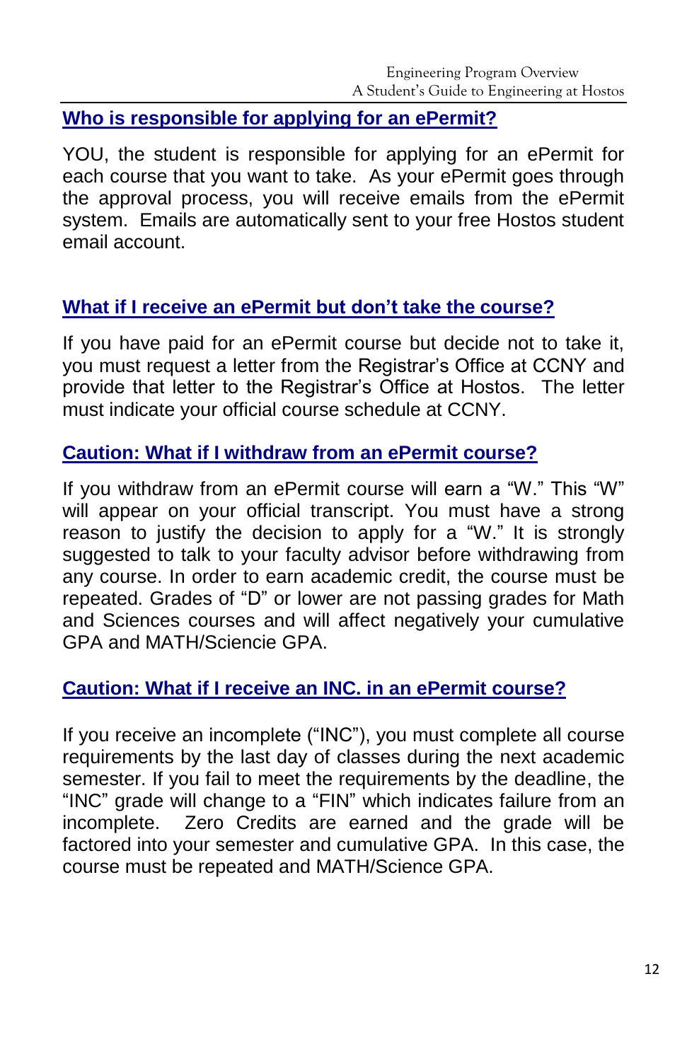## Who is responsible for applying for an ePermit?

YOU, the student is responsible for applying for an ePermit for each course that you want to take. As your ePermit goes through the approval process, you will receive emails from the ePermit system. Emails are automatically sent to your free Hostos student email account.

## What if I receive an ePermit but don't take the course?

If you have paid for an ePermit course but decide not to take it, you must request a letter from the Registrar's Office at CCNY and provide that letter to the Registrar's Office at Hostos. The letter must indicate your official course schedule at CCNY.

## Caution: What if I withdraw from an ePermit course?

If you withdraw from an ePermit course will earn a "W." This "W" will appear on your official transcript. You must have a strong reason to justify the decision to apply for a "W." It is strongly suggested to talk to your faculty advisor before withdrawing from any course. In order to earn academic credit, the course must be repeated. Grades of "D" or lower are not passing grades for Math and Sciences courses and will affect negatively your cumulative GPA and MATH/Sciencie GPA.

## Caution: What if I receive an INC. in an ePermit course?

If you receive an incomplete ("INC"), you must complete all course requirements by the last day of classes during the next academic semester. If you fail to meet the requirements by the deadline, the "INC" grade will change to a "FIN" which indicates failure from an incomplete. Zero Credits are earned and the grade will be factored into your semester and cumulative GPA. In this case, the course must be repeated and MATH/Science GPA.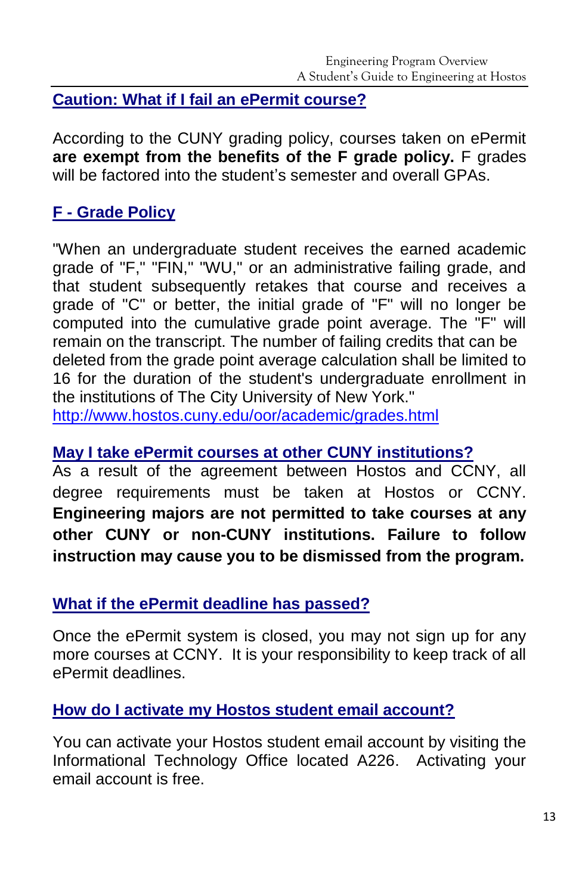## Caution: What if I fail an ePermit course?

According to the CUNY grading policy, courses taken on ePermit **are exempt from the benefits of the F grade policy.** F grades will be factored into the student's semester and overall GPAs.

## F - Grade Policy

"When an undergraduate student receives the earned academic grade of "F," "FIN," "WU," or an administrative failing grade, and that student subsequently retakes that course and receives a grade of "C" or better, the initial grade of "F" will no longer be computed into the cumulative grade point average. The "F" will remain on the transcript. The number of failing credits that can be deleted from the grade point average calculation shall be limited to 16 for the duration of the student's undergraduate enrollment in the institutions of The City University of New York."
http://www.hostos.cuny.edu/oor/academic/grades.html

## May I take ePermit courses at other CUNY institutions?

As a result of the agreement between Hostos and CCNY, all degree requirements must be taken at Hostos or CCNY. **Engineering majors are not permitted to take courses at any other CUNY or non-CUNY institutions. Failure to follow instruction may cause you to be dismissed from the program.**

## What if the ePermit deadline has passed?

Once the ePermit system is closed, you may not sign up for any more courses at CCNY. It is your responsibility to keep track of all ePermit deadlines.

## How do I activate my Hostos student email account?

You can activate your Hostos student email account by visiting the Informational Technology Office located A226. Activating your email account is free.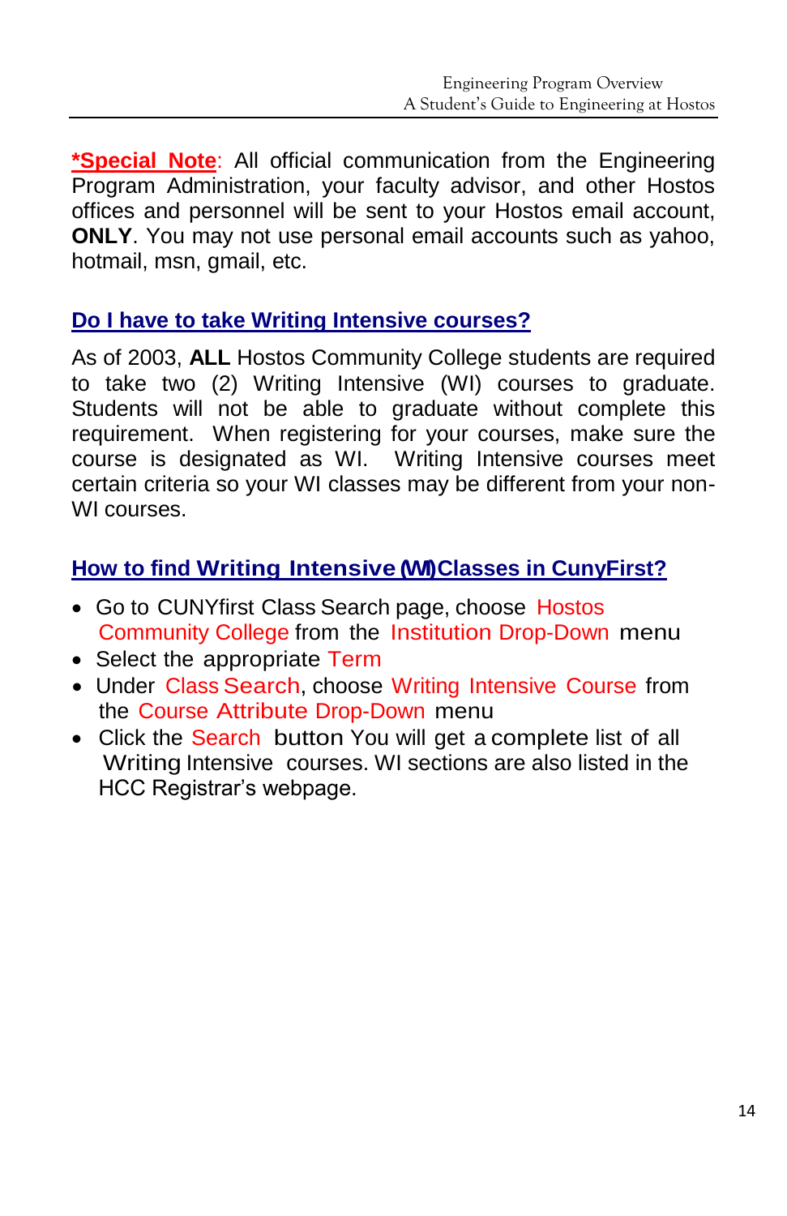**\*Special Note**: All official communication from the Engineering Program Administration, your faculty advisor, and other Hostos offices and personnel will be sent to your Hostos email account, **ONLY**. You may not use personal email accounts such as yahoo, hotmail, msn, gmail, etc.

## Do I have to take Writing Intensive courses?

As of 2003, **ALL** Hostos Community College students are required to take two (2) Writing Intensive (WI) courses to graduate. Students will not be able to graduate without complete this requirement. When registering for your courses, make sure the course is designated as WI. Writing Intensive courses meet certain criteria so your WI classes may be different from your non-WI courses.

## How to find Writing Intensive (WI) Classes in CunyFirst?

- Go to CUNYfirst Class Search page, choose Hostos Community College from the Institution Drop-Down menu
- Select the appropriate Term
- Under Class Search, choose Writing Intensive Course from the Course Attribute Drop-Down menu
- Click the Search button You will get a complete list of all Writing Intensive courses. WI sections are also listed in the HCC Registrar's webpage.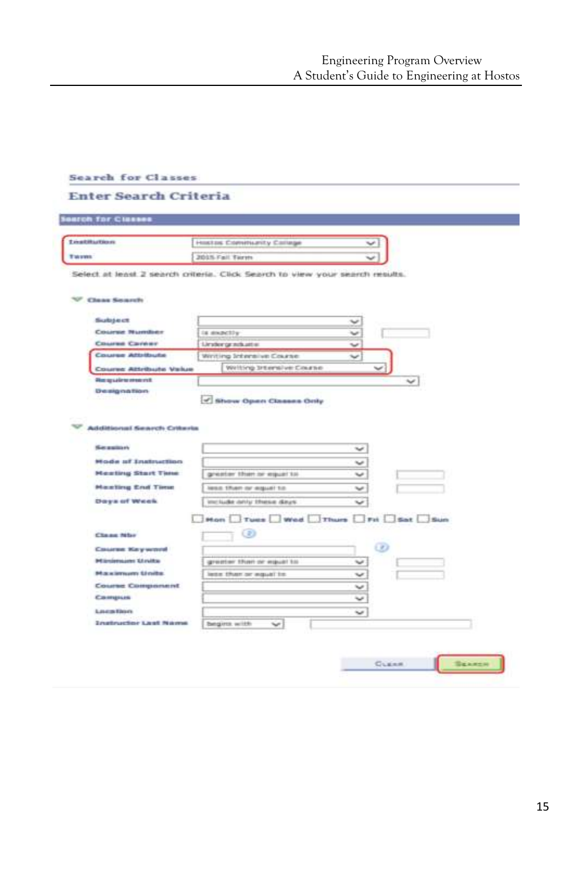## Search for Classes

### Enter Search Criteria

**Search for Classes**

| | |
|---|---|
| **Institution** | Hostos Community College |
| **Term** | 2015 Fall Term |

Select at least 2 search criteria. Click Search to view your search results.

**Class Search**

| | | |
|---|---|---|
| **Subject** | | |
| **Course Number** | is exactly | |
| **Course Career** | Undergraduate | |
| **Course Attribute** | Writing Intensive Course | |
| **Course Attribute Value** | Writing Intensive Course | |
| **Requirement Designation** | | |

☑ **Show Open Classes Only**

**Additional Search Criteria**

| | | |
|---|---|---|
| **Session** | | |
| **Mode of Instruction** | | |
| **Meeting Start Time** | greater than or equal to | |
| **Meeting End Time** | less than or equal to | |
| **Days of Week** | include only these days | |

☐ Mon ☐ Tues ☐ Wed ☐ Thurs ☐ Fri ☐ Sat ☐ Sun

| | | |
|---|---|---|
| **Class Nbr** | | |
| **Course Keyword** | | |
| **Minimum Units** | greater than or equal to | |
| **Maximum Units** | less than or equal to | |
| **Course Component** | | |
| **Campus** | | |
| **Location** | | |
| **Instructor Last Name** | begins with | |

CLEAR | SEARCH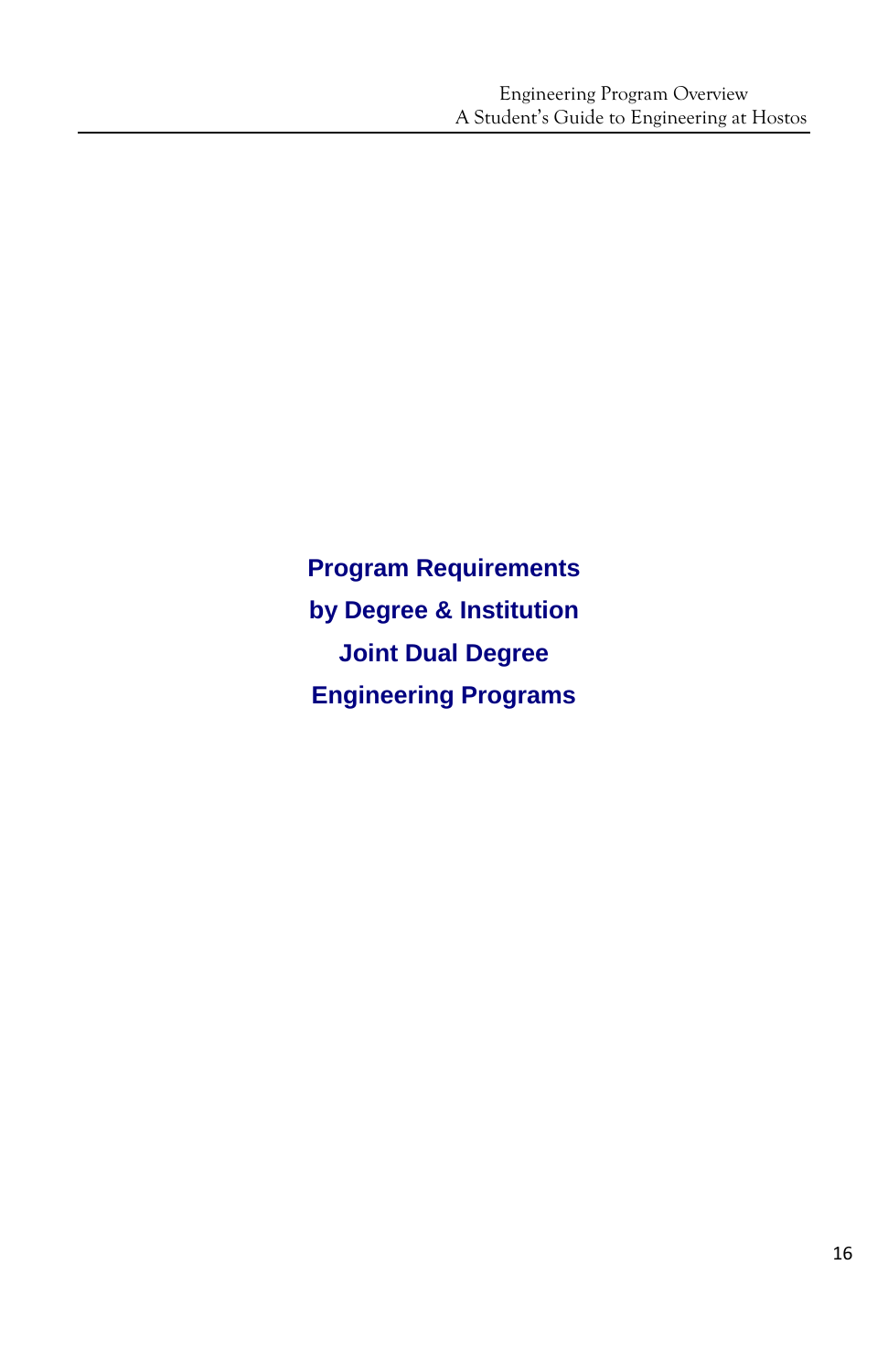# Program Requirements by Degree & Institution Joint Dual Degree Engineering Programs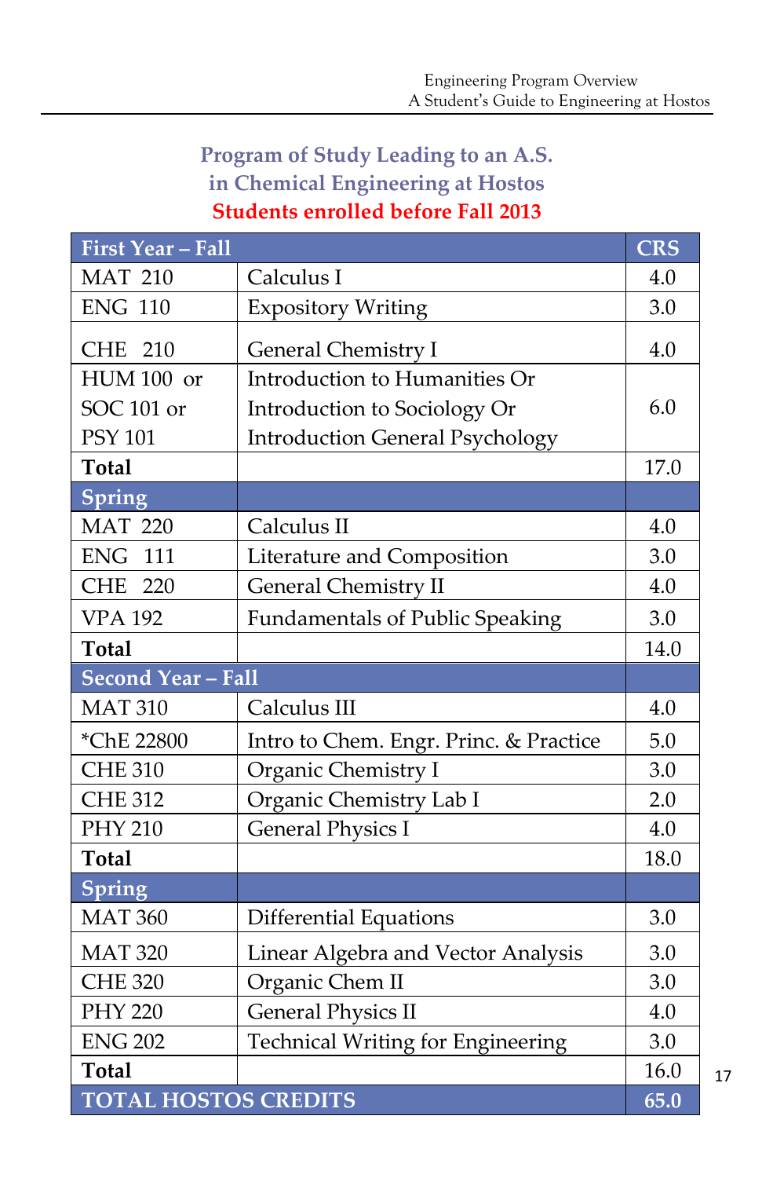## Program of Study Leading to an A.S. in Chemical Engineering at Hostos

**Students enrolled before Fall 2013**

| First Year – Fall | | CRS |
|---|---|---|
| MAT 210 | Calculus I | 4.0 |
| ENG 110 | Expository Writing | 3.0 |
| CHE 210 | General Chemistry I | 4.0 |
| HUM 100 or SOC 101 or PSY 101 | Introduction to Humanities Or Introduction to Sociology Or Introduction General Psychology | 6.0 |
| **Total** | | 17.0 |
| **Spring** | | |
| MAT 220 | Calculus II | 4.0 |
| ENG 111 | Literature and Composition | 3.0 |
| CHE 220 | General Chemistry II | 4.0 |
| VPA 192 | Fundamentals of Public Speaking | 3.0 |
| **Total** | | 14.0 |
| **Second Year – Fall** | | |
| MAT 310 | Calculus III | 4.0 |
| *ChE 22800 | Intro to Chem. Engr. Princ. & Practice | 5.0 |
| CHE 310 | Organic Chemistry I | 3.0 |
| CHE 312 | Organic Chemistry Lab I | 2.0 |
| PHY 210 | General Physics I | 4.0 |
| **Total** | | 18.0 |
| **Spring** | | |
| MAT 360 | Differential Equations | 3.0 |
| MAT 320 | Linear Algebra and Vector Analysis | 3.0 |
| CHE 320 | Organic Chem II | 3.0 |
| PHY 220 | General Physics II | 4.0 |
| ENG 202 | Technical Writing for Engineering | 3.0 |
| **Total** | | 16.0 |
| **TOTAL HOSTOS CREDITS** | | 65.0 |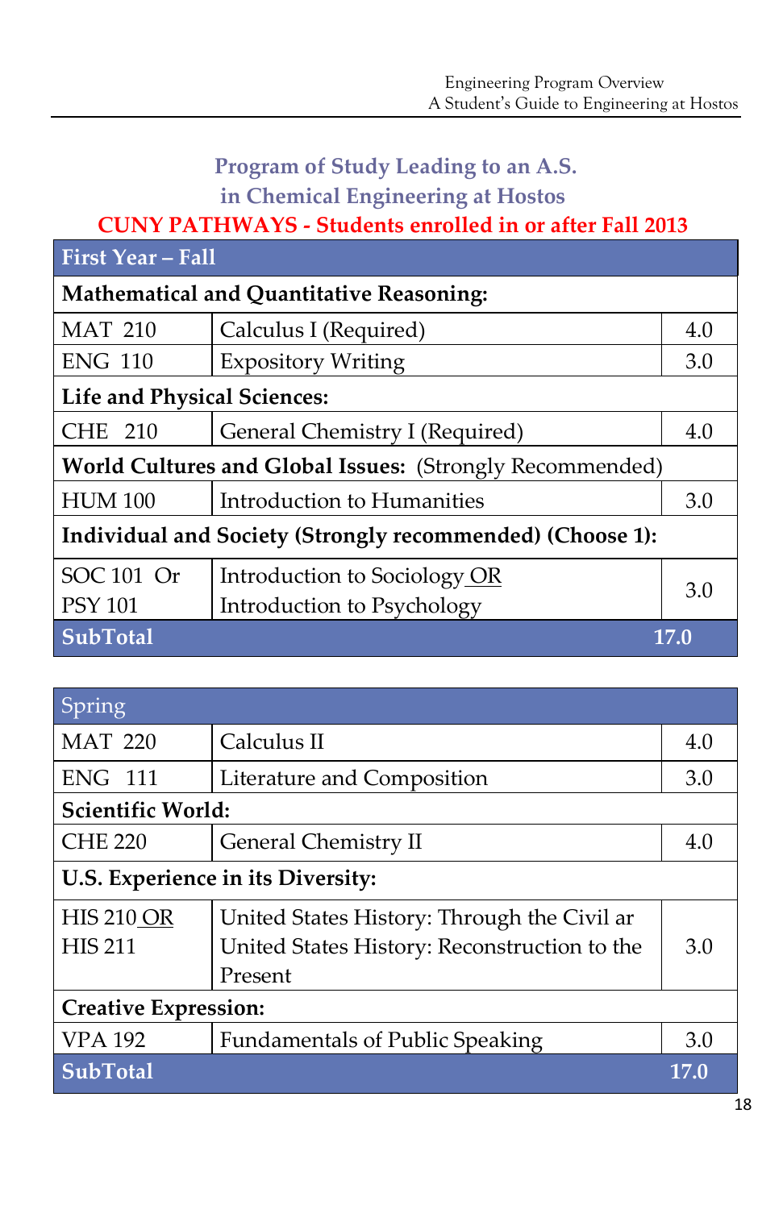## Program of Study Leading to an A.S. in Chemical Engineering at Hostos

**CUNY PATHWAYS - Students enrolled in or after Fall 2013**

| First Year – Fall | | |
|---|---|---|
| **Mathematical and Quantitative Reasoning:** | | |
| MAT 210 | Calculus I (Required) | 4.0 |
| ENG 110 | Expository Writing | 3.0 |
| **Life and Physical Sciences:** | | |
| CHE 210 | General Chemistry I (Required) | 4.0 |
| **World Cultures and Global Issues:** (Strongly Recommended) | | |
| HUM 100 | Introduction to Humanities | 3.0 |
| **Individual and Society (Strongly recommended) (Choose 1):** | | |
| SOC 101 Or PSY 101 | Introduction to Sociology OR Introduction to Psychology | 3.0 |
| **SubTotal** | | **17.0** |

| Spring | | |
|---|---|---|
| MAT 220 | Calculus II | 4.0 |
| ENG 111 | Literature and Composition | 3.0 |
| **Scientific World:** | | |
| CHE 220 | General Chemistry II | 4.0 |
| **U.S. Experience in its Diversity:** | | |
| HIS 210 OR HIS 211 | United States History: Through the Civil ar United States History: Reconstruction to the Present | 3.0 |
| **Creative Expression:** | | |
| VPA 192 | Fundamentals of Public Speaking | 3.0 |
| **SubTotal** | | **17.0** |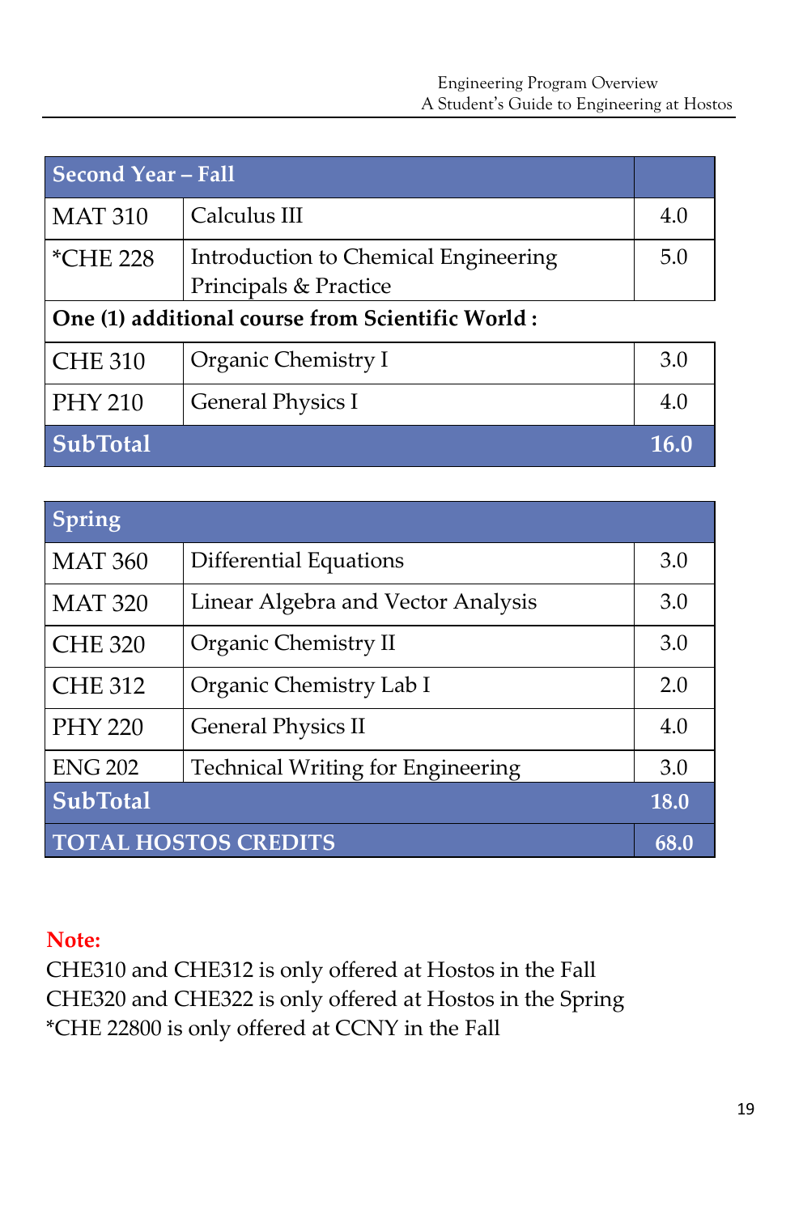| Second Year – Fall | | |
|---|---|---|
| MAT 310 | Calculus III | 4.0 |
| *CHE 228 | Introduction to Chemical Engineering Principals & Practice | 5.0 |
| **One (1) additional course from Scientific World :** | | |
| CHE 310 | Organic Chemistry I | 3.0 |
| PHY 210 | General Physics I | 4.0 |
| **SubTotal** | | **16.0** |

| Spring | | |
|---|---|---|
| MAT 360 | Differential Equations | 3.0 |
| MAT 320 | Linear Algebra and Vector Analysis | 3.0 |
| CHE 320 | Organic Chemistry II | 3.0 |
| CHE 312 | Organic Chemistry Lab I | 2.0 |
| PHY 220 | General Physics II | 4.0 |
| ENG 202 | Technical Writing for Engineering | 3.0 |
| **SubTotal** | | **18.0** |
| **TOTAL HOSTOS CREDITS** | | **68.0** |

**Note:**

CHE310 and CHE312 is only offered at Hostos in the Fall
CHE320 and CHE322 is only offered at Hostos in the Spring
*CHE 22800 is only offered at CCNY in the Fall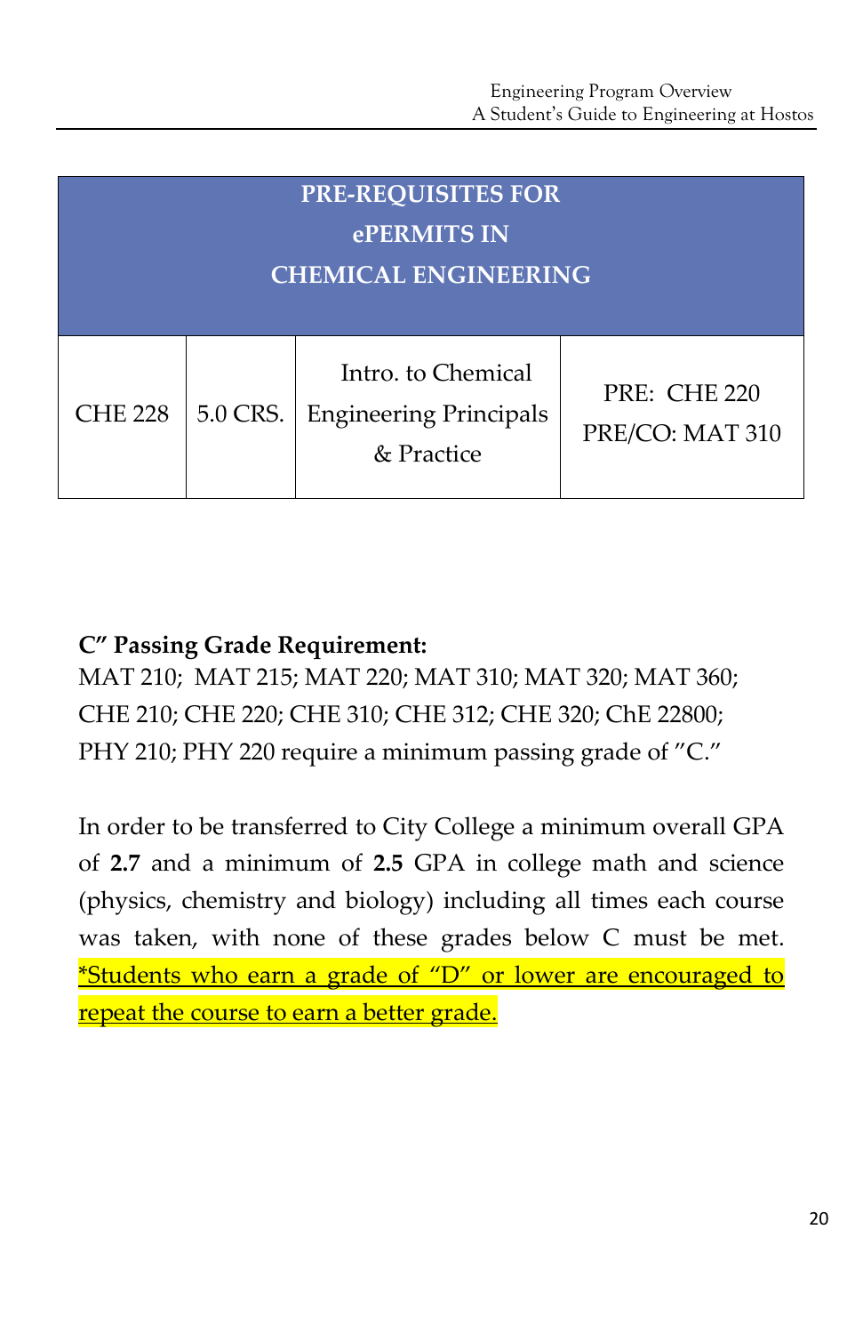| PRE-REQUISITES FOR ePERMITS IN CHEMICAL ENGINEERING | | | |
|---|---|---|---|
| CHE 228 | 5.0 CRS. | Intro. to Chemical Engineering Principals & Practice | PRE: CHE 220<br>PRE/CO: MAT 310 |

**C" Passing Grade Requirement:**
MAT 210; MAT 215; MAT 220; MAT 310; MAT 320; MAT 360; CHE 210; CHE 220; CHE 310; CHE 312; CHE 320; ChE 22800; PHY 210; PHY 220 require a minimum passing grade of "C."

In order to be transferred to City College a minimum overall GPA of **2.7** and a minimum of **2.5** GPA in college math and science (physics, chemistry and biology) including all times each course was taken, with none of these grades below C must be met. <u>*Students who earn a grade of "D" or lower are encouraged to repeat the course to earn a better grade.</u>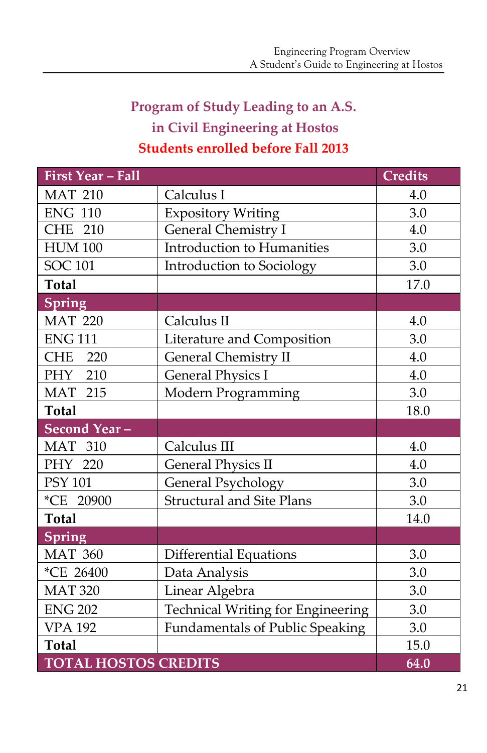## Program of Study Leading to an A.S. in Civil Engineering at Hostos

### Students enrolled before Fall 2013

| First Year – Fall | | Credits |
|---|---|---|
| MAT 210 | Calculus I | 4.0 |
| ENG 110 | Expository Writing | 3.0 |
| CHE 210 | General Chemistry I | 4.0 |
| HUM 100 | Introduction to Humanities | 3.0 |
| SOC 101 | Introduction to Sociology | 3.0 |
| **Total** | | 17.0 |
| **Spring** | | |
| MAT 220 | Calculus II | 4.0 |
| ENG 111 | Literature and Composition | 3.0 |
| CHE 220 | General Chemistry II | 4.0 |
| PHY 210 | General Physics I | 4.0 |
| MAT 215 | Modern Programming | 3.0 |
| **Total** | | 18.0 |
| **Second Year –** | | |
| MAT 310 | Calculus III | 4.0 |
| PHY 220 | General Physics II | 4.0 |
| PSY 101 | General Psychology | 3.0 |
| *CE 20900 | Structural and Site Plans | 3.0 |
| **Total** | | 14.0 |
| **Spring** | | |
| MAT 360 | Differential Equations | 3.0 |
| *CE 26400 | Data Analysis | 3.0 |
| MAT 320 | Linear Algebra | 3.0 |
| ENG 202 | Technical Writing for Engineering | 3.0 |
| VPA 192 | Fundamentals of Public Speaking | 3.0 |
| **Total** | | 15.0 |
| **TOTAL HOSTOS CREDITS** | | **64.0** |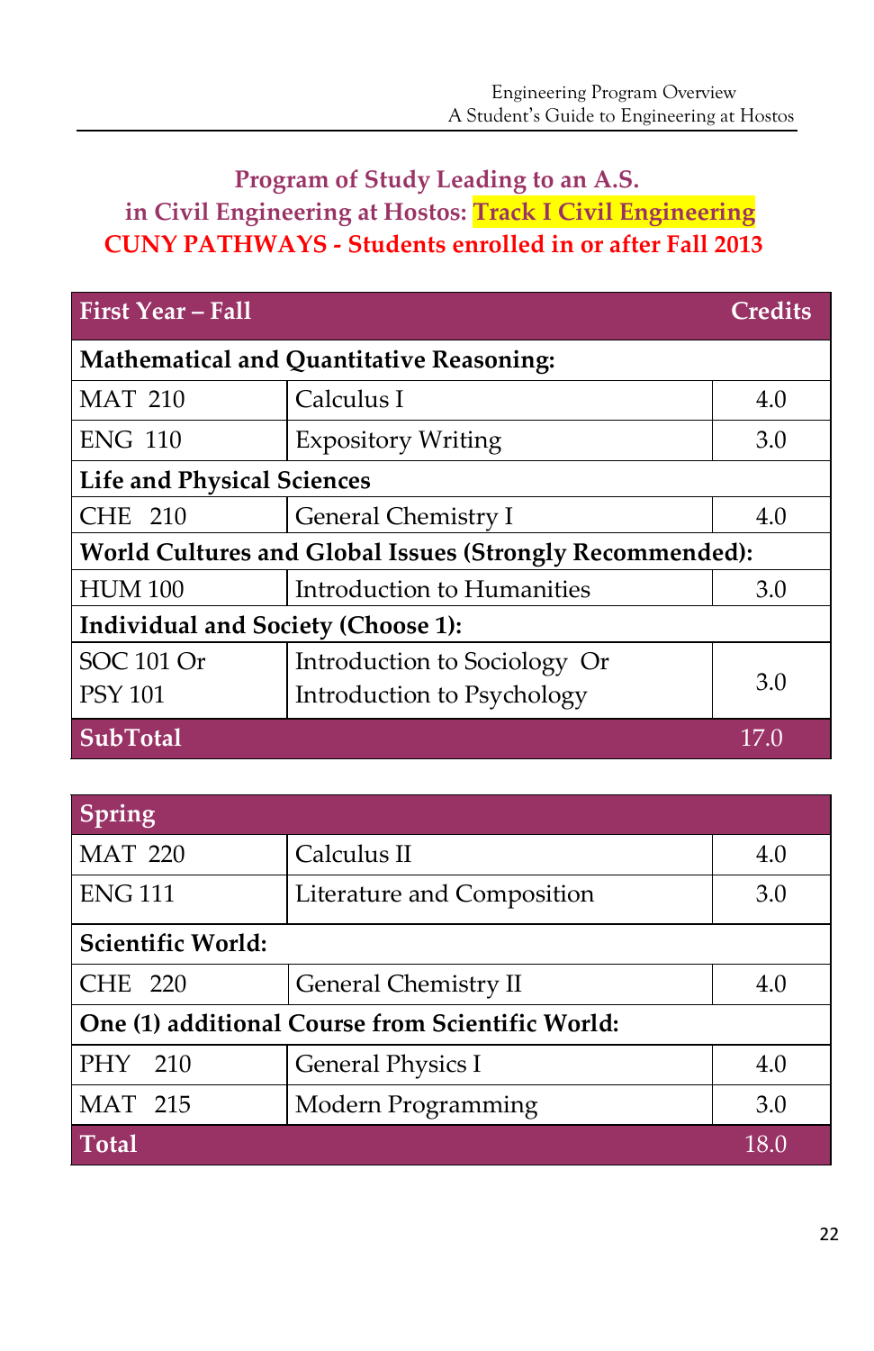## Program of Study Leading to an A.S. in Civil Engineering at Hostos: Track I Civil Engineering

**CUNY PATHWAYS - Students enrolled in or after Fall 2013**

| First Year – Fall | | Credits |
|---|---|---|
| **Mathematical and Quantitative Reasoning:** | | |
| MAT 210 | Calculus I | 4.0 |
| ENG 110 | Expository Writing | 3.0 |
| **Life and Physical Sciences** | | |
| CHE 210 | General Chemistry I | 4.0 |
| **World Cultures and Global Issues (Strongly Recommended):** | | |
| HUM 100 | Introduction to Humanities | 3.0 |
| **Individual and Society (Choose 1):** | | |
| SOC 101 Or PSY 101 | Introduction to Sociology Or Introduction to Psychology | 3.0 |
| **SubTotal** | | 17.0 |

| Spring | | |
|---|---|---|
| MAT 220 | Calculus II | 4.0 |
| ENG 111 | Literature and Composition | 3.0 |
| **Scientific World:** | | |
| CHE 220 | General Chemistry II | 4.0 |
| **One (1) additional Course from Scientific World:** | | |
| PHY 210 | General Physics I | 4.0 |
| MAT 215 | Modern Programming | 3.0 |
| **Total** | | 18.0 |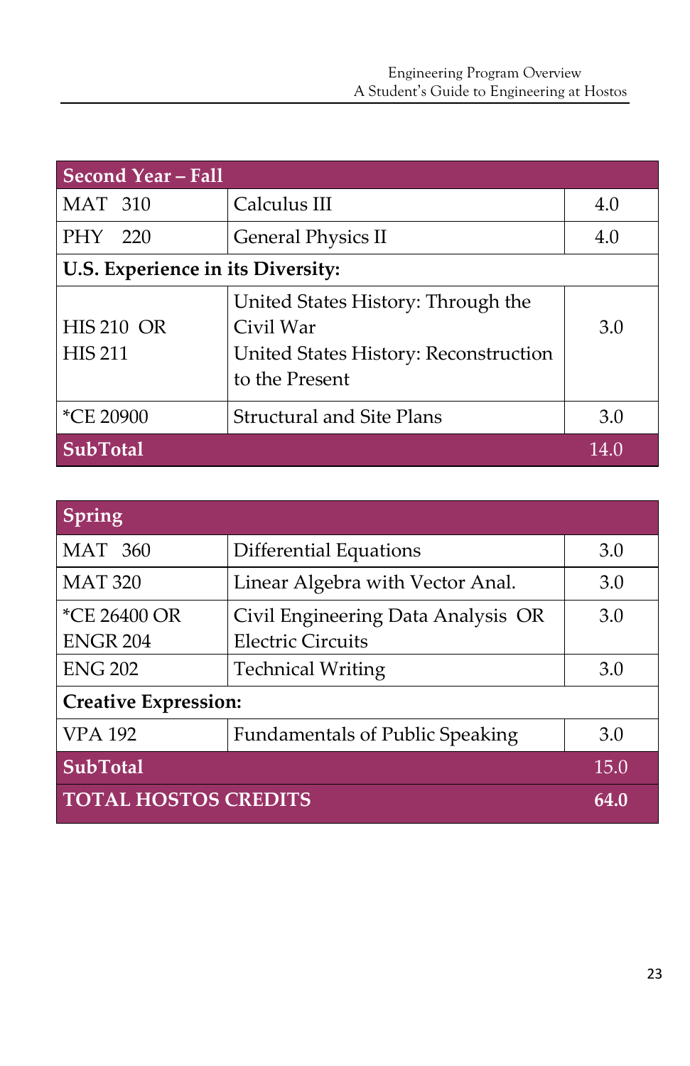| Second Year – Fall | | |
|---|---|---|
| MAT 310 | Calculus III | 4.0 |
| PHY 220 | General Physics II | 4.0 |
| **U.S. Experience in its Diversity:** | | |
| HIS 210 OR HIS 211 | United States History: Through the Civil War United States History: Reconstruction to the Present | 3.0 |
| *CE 20900 | Structural and Site Plans | 3.0 |
| **SubTotal** | | 14.0 |

| Spring | | |
|---|---|---|
| MAT 360 | Differential Equations | 3.0 |
| MAT 320 | Linear Algebra with Vector Anal. | 3.0 |
| *CE 26400 OR ENGR 204 | Civil Engineering Data Analysis OR Electric Circuits | 3.0 |
| ENG 202 | Technical Writing | 3.0 |
| **Creative Expression:** | | |
| VPA 192 | Fundamentals of Public Speaking | 3.0 |
| **SubTotal** | | 15.0 |
| **TOTAL HOSTOS CREDITS** | | **64.0** |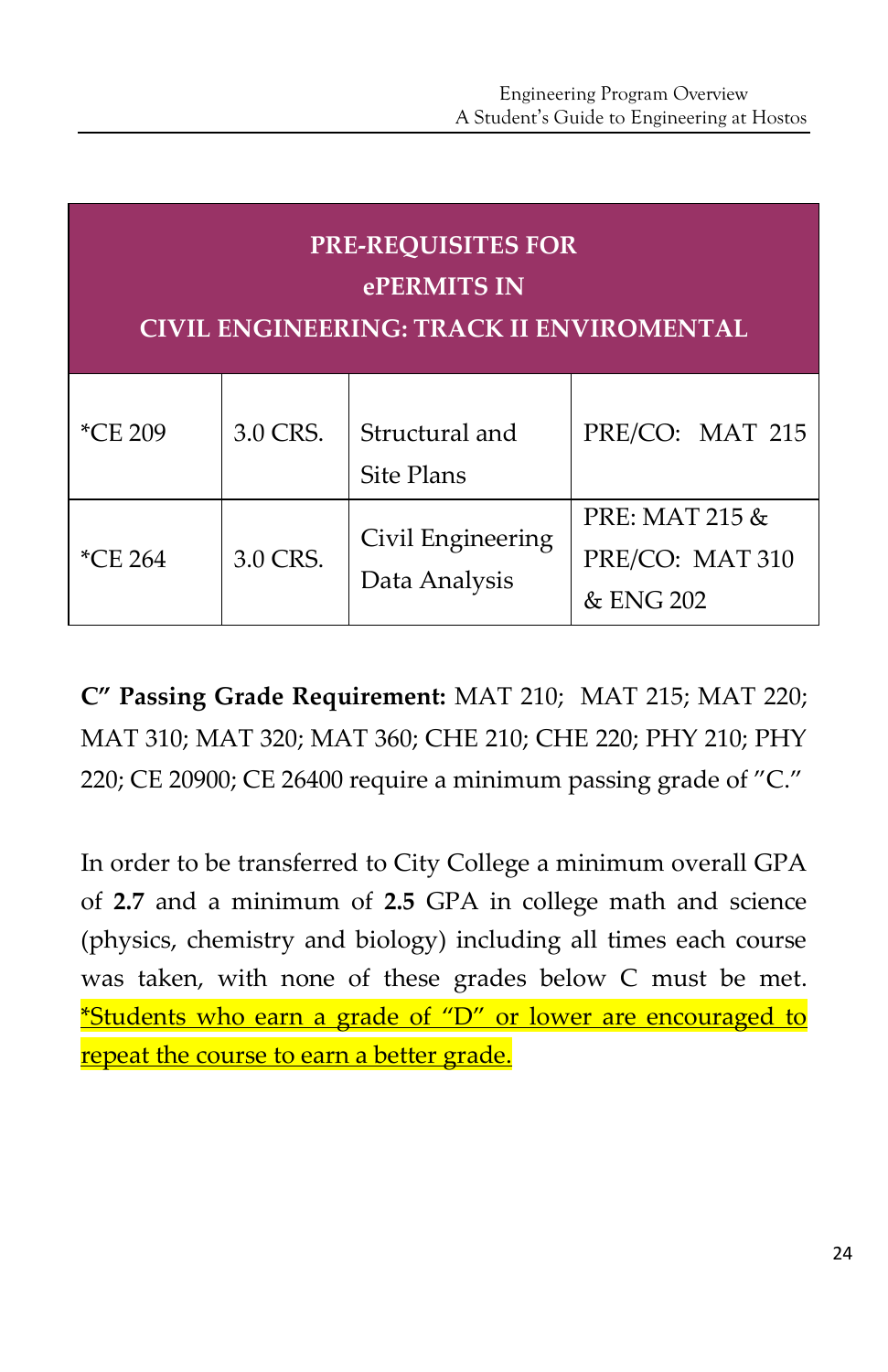| PRE-REQUISITES FOR ePERMITS IN CIVIL ENGINEERING: TRACK II ENVIROMENTAL | | | |
|---|---|---|---|
| *CE 209 | 3.0 CRS. | Structural and Site Plans | PRE/CO: MAT 215 |
| *CE 264 | 3.0 CRS. | Civil Engineering Data Analysis | PRE: MAT 215 & PRE/CO: MAT 310 & ENG 202 |

**C" Passing Grade Requirement:** MAT 210; MAT 215; MAT 220; MAT 310; MAT 320; MAT 360; CHE 210; CHE 220; PHY 210; PHY 220; CE 20900; CE 26400 require a minimum passing grade of "C."

In order to be transferred to City College a minimum overall GPA of **2.7** and a minimum of **2.5** GPA in college math and science (physics, chemistry and biology) including all times each course was taken, with none of these grades below C must be met. *Students who earn a grade of "D" or lower are encouraged to repeat the course to earn a better grade.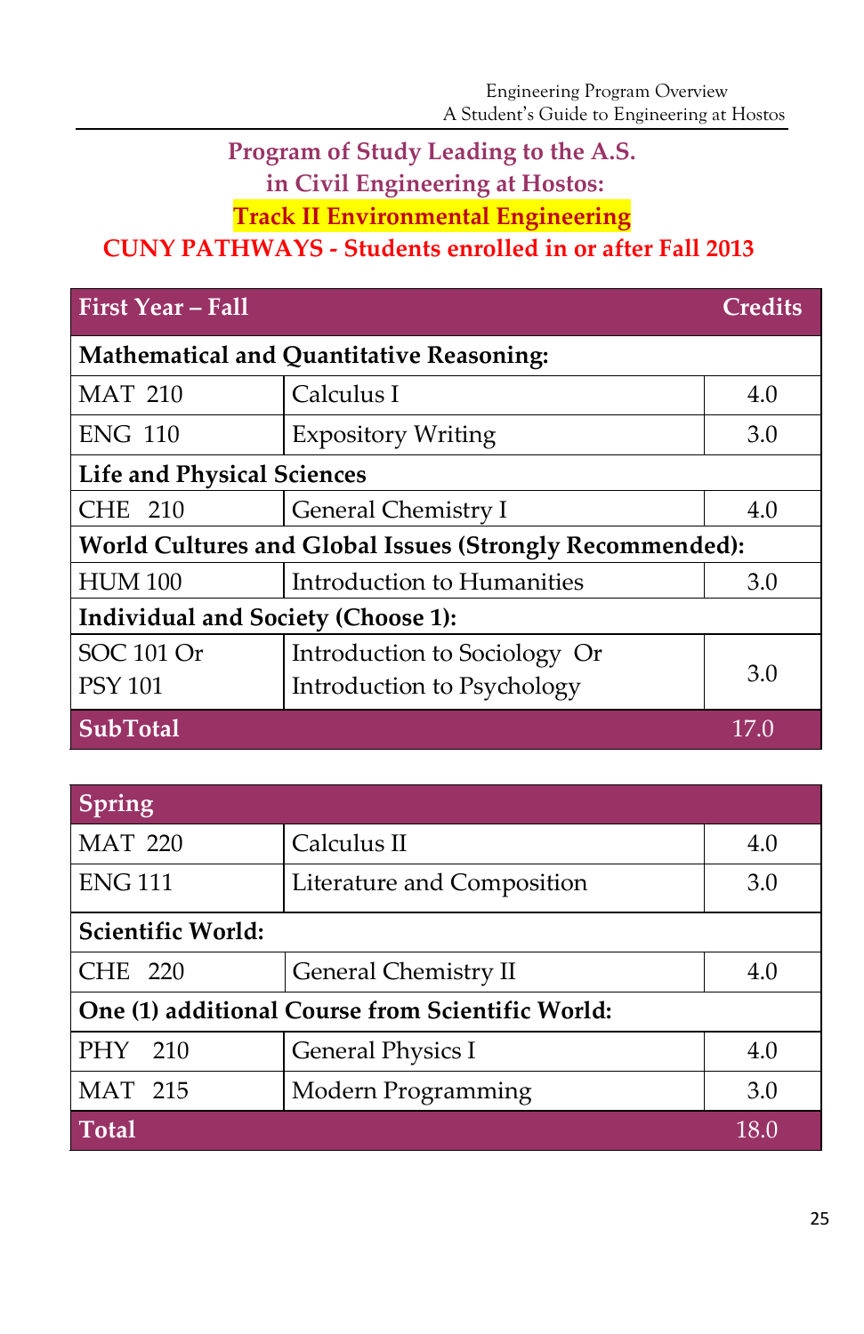## Program of Study Leading to the A.S. in Civil Engineering at Hostos:

## Track II Environmental Engineering

## CUNY PATHWAYS - Students enrolled in or after Fall 2013

| First Year – Fall | | Credits |
|---|---|---|
| **Mathematical and Quantitative Reasoning:** | | |
| MAT 210 | Calculus I | 4.0 |
| ENG 110 | Expository Writing | 3.0 |
| **Life and Physical Sciences** | | |
| CHE 210 | General Chemistry I | 4.0 |
| **World Cultures and Global Issues (Strongly Recommended):** | | |
| HUM 100 | Introduction to Humanities | 3.0 |
| **Individual and Society (Choose 1):** | | |
| SOC 101 Or PSY 101 | Introduction to Sociology Or Introduction to Psychology | 3.0 |
| **SubTotal** | | 17.0 |

| Spring | | |
|---|---|---|
| MAT 220 | Calculus II | 4.0 |
| ENG 111 | Literature and Composition | 3.0 |
| **Scientific World:** | | |
| CHE 220 | General Chemistry II | 4.0 |
| **One (1) additional Course from Scientific World:** | | |
| PHY 210 | General Physics I | 4.0 |
| MAT 215 | Modern Programming | 3.0 |
| **Total** | | 18.0 |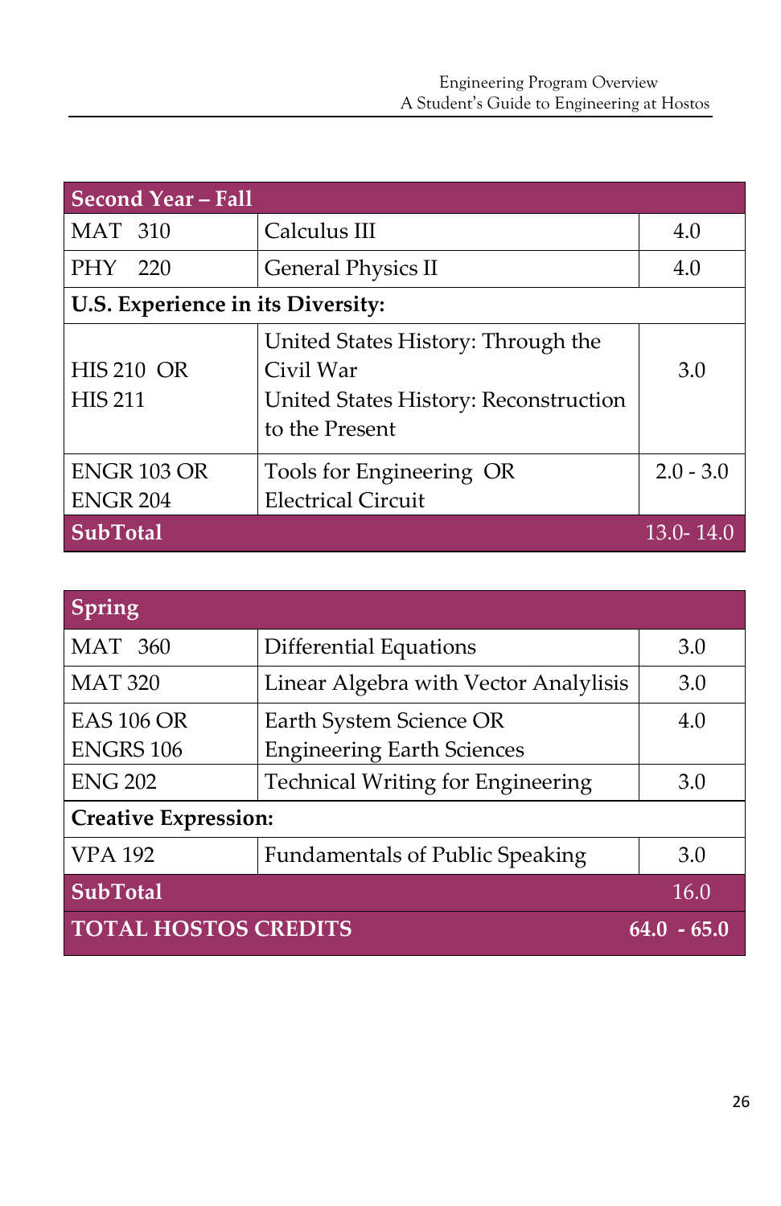| Second Year – Fall | | |
|---|---|---|
| MAT 310 | Calculus III | 4.0 |
| PHY 220 | General Physics II | 4.0 |
| **U.S. Experience in its Diversity:** | | |
| HIS 210 OR HIS 211 | United States History: Through the Civil War United States History: Reconstruction to the Present | 3.0 |
| ENGR 103 OR ENGR 204 | Tools for Engineering OR Electrical Circuit | 2.0 - 3.0 |
| **SubTotal** | | 13.0- 14.0 |

| Spring | | |
|---|---|---|
| MAT 360 | Differential Equations | 3.0 |
| MAT 320 | Linear Algebra with Vector Analylisis | 3.0 |
| EAS 106 OR ENGRS 106 | Earth System Science OR Engineering Earth Sciences | 4.0 |
| ENG 202 | Technical Writing for Engineering | 3.0 |
| **Creative Expression:** | | |
| VPA 192 | Fundamentals of Public Speaking | 3.0 |
| **SubTotal** | | 16.0 |
| **TOTAL HOSTOS CREDITS** | | **64.0 - 65.0** |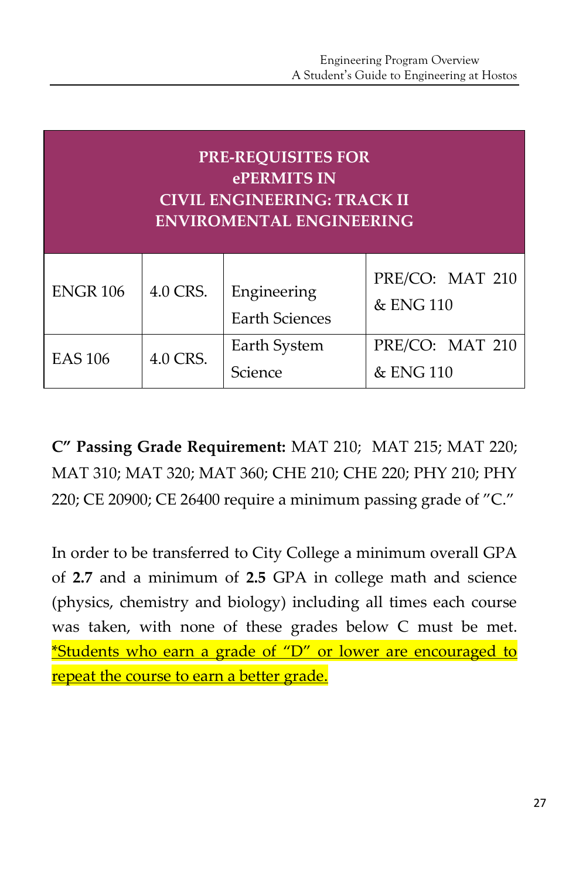| PRE-REQUISITES FOR ePERMITS IN CIVIL ENGINEERING: TRACK II ENVIROMENTAL ENGINEERING | | | |
|---|---|---|---|
| ENGR 106 | 4.0 CRS. | Engineering Earth Sciences | PRE/CO: MAT 210 & ENG 110 |
| EAS 106 | 4.0 CRS. | Earth System Science | PRE/CO: MAT 210 & ENG 110 |

**C" Passing Grade Requirement:** MAT 210; MAT 215; MAT 220; MAT 310; MAT 320; MAT 360; CHE 210; CHE 220; PHY 210; PHY 220; CE 20900; CE 26400 require a minimum passing grade of "C."

In order to be transferred to City College a minimum overall GPA of **2.7** and a minimum of **2.5** GPA in college math and science (physics, chemistry and biology) including all times each course was taken, with none of these grades below C must be met. *Students who earn a grade of "D" or lower are encouraged to repeat the course to earn a better grade.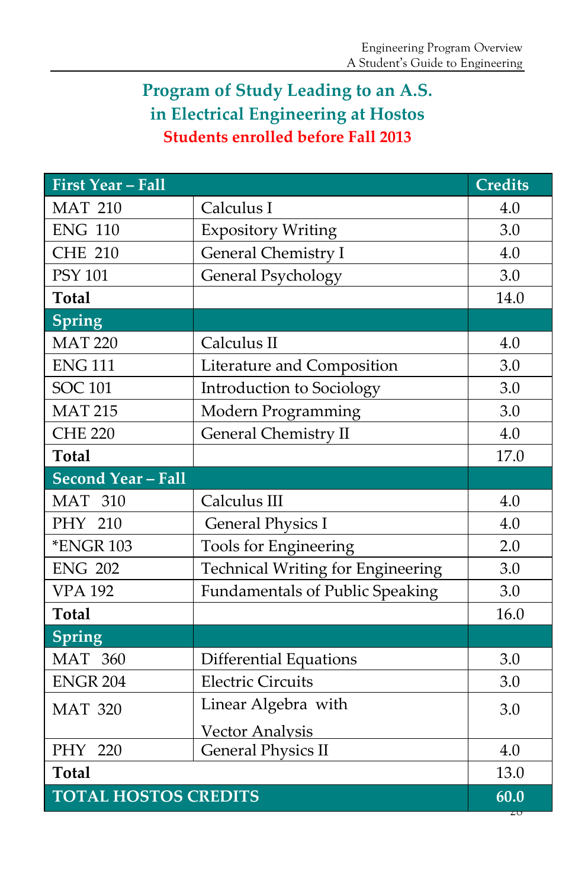## Program of Study Leading to an A.S. in Electrical Engineering at Hostos

**Students enrolled before Fall 2013**

| First Year – Fall | | Credits |
|---|---|---|
| MAT 210 | Calculus I | 4.0 |
| ENG 110 | Expository Writing | 3.0 |
| CHE 210 | General Chemistry I | 4.0 |
| PSY 101 | General Psychology | 3.0 |
| **Total** | | 14.0 |
| **Spring** | | |
| MAT 220 | Calculus II | 4.0 |
| ENG 111 | Literature and Composition | 3.0 |
| SOC 101 | Introduction to Sociology | 3.0 |
| MAT 215 | Modern Programming | 3.0 |
| CHE 220 | General Chemistry II | 4.0 |
| **Total** | | 17.0 |
| **Second Year – Fall** | | |
| MAT 310 | Calculus III | 4.0 |
| PHY 210 | General Physics I | 4.0 |
| *ENGR 103 | Tools for Engineering | 2.0 |
| ENG 202 | Technical Writing for Engineering | 3.0 |
| VPA 192 | Fundamentals of Public Speaking | 3.0 |
| **Total** | | 16.0 |
| **Spring** | | |
| MAT 360 | Differential Equations | 3.0 |
| ENGR 204 | Electric Circuits | 3.0 |
| MAT 320 | Linear Algebra with Vector Analysis | 3.0 |
| PHY 220 | General Physics II | 4.0 |
| **Total** | | 13.0 |
| **TOTAL HOSTOS CREDITS** | | **60.0** |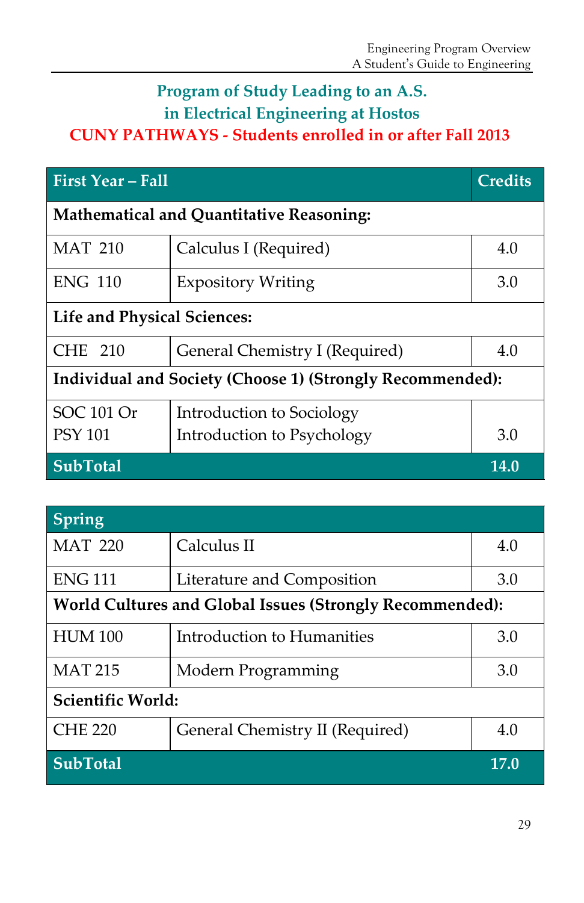## Program of Study Leading to an A.S. in Electrical Engineering at Hostos

**CUNY PATHWAYS - Students enrolled in or after Fall 2013**

| First Year – Fall | | Credits |
|---|---|---|
| **Mathematical and Quantitative Reasoning:** | | |
| MAT 210 | Calculus I (Required) | 4.0 |
| ENG 110 | Expository Writing | 3.0 |
| **Life and Physical Sciences:** | | |
| CHE 210 | General Chemistry I (Required) | 4.0 |
| **Individual and Society (Choose 1) (Strongly Recommended):** | | |
| SOC 101 Or<br>PSY 101 | Introduction to Sociology<br>Introduction to Psychology | 3.0 |
| **SubTotal** | | **14.0** |

| Spring | | |
|---|---|---|
| MAT 220 | Calculus II | 4.0 |
| ENG 111 | Literature and Composition | 3.0 |
| **World Cultures and Global Issues (Strongly Recommended):** | | |
| HUM 100 | Introduction to Humanities | 3.0 |
| MAT 215 | Modern Programming | 3.0 |
| **Scientific World:** | | |
| CHE 220 | General Chemistry II (Required) | 4.0 |
| **SubTotal** | | **17.0** |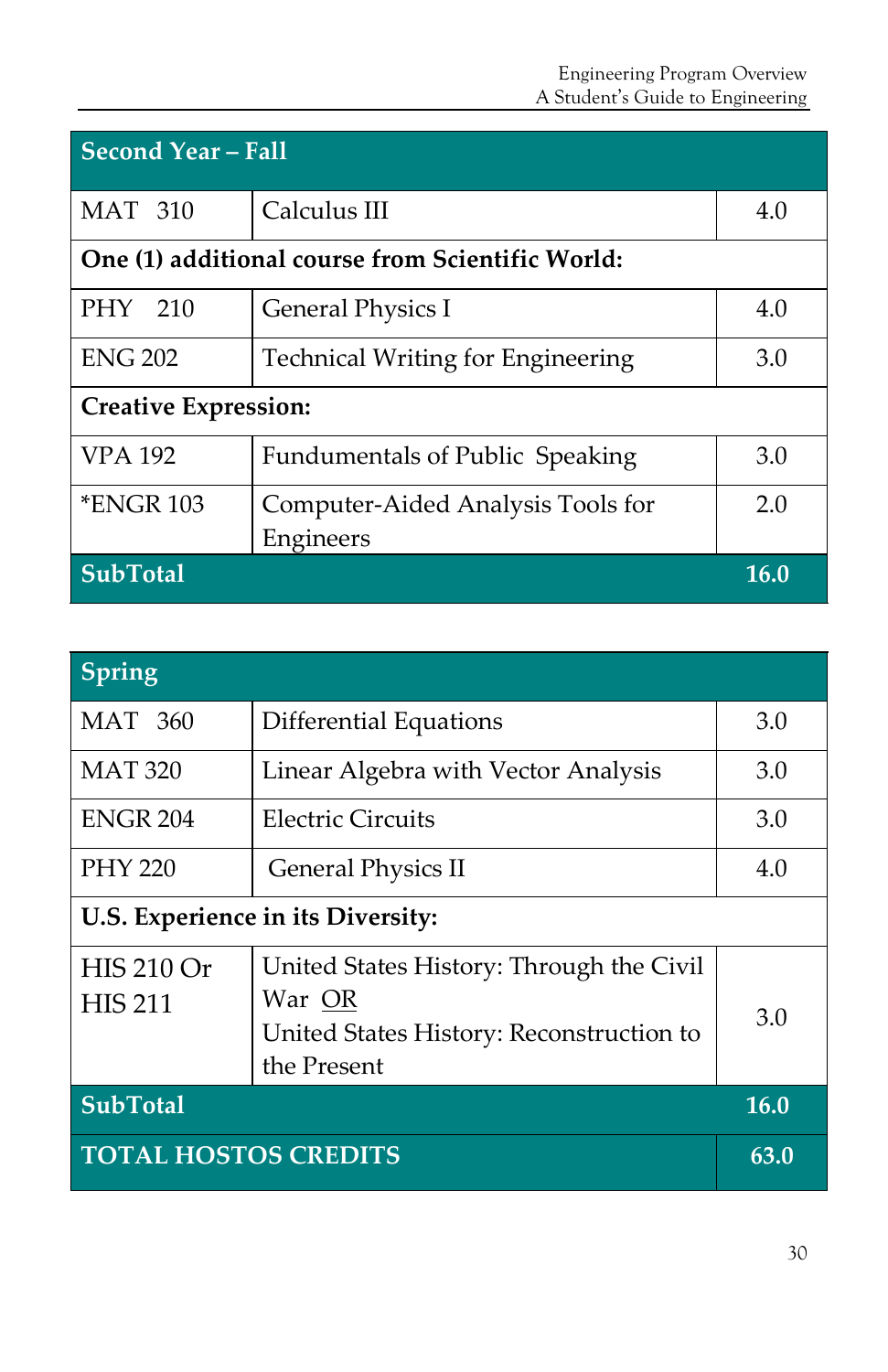| Second Year – Fall | | |
|---|---|---|
| MAT 310 | Calculus III | 4.0 |
| **One (1) additional course from Scientific World:** | | |
| PHY 210 | General Physics I | 4.0 |
| ENG 202 | Technical Writing for Engineering | 3.0 |
| **Creative Expression:** | | |
| VPA 192 | Fundumentals of Public Speaking | 3.0 |
| *ENGR 103 | Computer-Aided Analysis Tools for Engineers | 2.0 |
| **SubTotal** | | **16.0** |

| Spring | | |
|---|---|---|
| MAT 360 | Differential Equations | 3.0 |
| MAT 320 | Linear Algebra with Vector Analysis | 3.0 |
| ENGR 204 | Electric Circuits | 3.0 |
| PHY 220 | General Physics II | 4.0 |
| **U.S. Experience in its Diversity:** | | |
| HIS 210 Or HIS 211 | United States History: Through the Civil War OR United States History: Reconstruction to the Present | 3.0 |
| **SubTotal** | | **16.0** |
| **TOTAL HOSTOS CREDITS** | | **63.0** |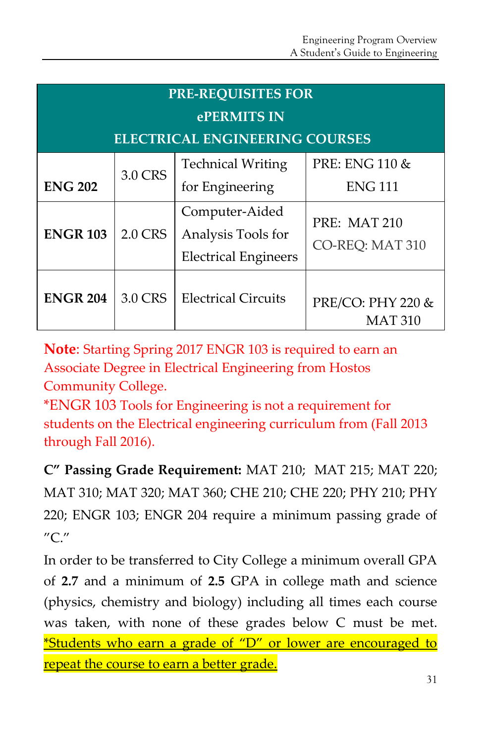| PRE-REQUISITES FOR ePERMITS IN ELECTRICAL ENGINEERING COURSES | | | |
|---|---|---|---|
| **ENG 202** | 3.0 CRS | Technical Writing for Engineering | PRE: ENG 110 & ENG 111 |
| **ENGR 103** | 2.0 CRS | Computer-Aided Analysis Tools for Electrical Engineers | PRE: MAT 210 CO-REQ: MAT 310 |
| **ENGR 204** | 3.0 CRS | Electrical Circuits | PRE/CO: PHY 220 & MAT 310 |

**Note**: Starting Spring 2017 ENGR 103 is required to earn an Associate Degree in Electrical Engineering from Hostos Community College.
*ENGR 103 Tools for Engineering is not a requirement for students on the Electrical engineering curriculum from (Fall 2013 through Fall 2016).

**C" Passing Grade Requirement:** MAT 210; MAT 215; MAT 220; MAT 310; MAT 320; MAT 360; CHE 210; CHE 220; PHY 210; PHY 220; ENGR 103; ENGR 204 require a minimum passing grade of "C."

In order to be transferred to City College a minimum overall GPA of **2.7** and a minimum of **2.5** GPA in college math and science (physics, chemistry and biology) including all times each course was taken, with none of these grades below C must be met. *Students who earn a grade of "D" or lower are encouraged to repeat the course to earn a better grade.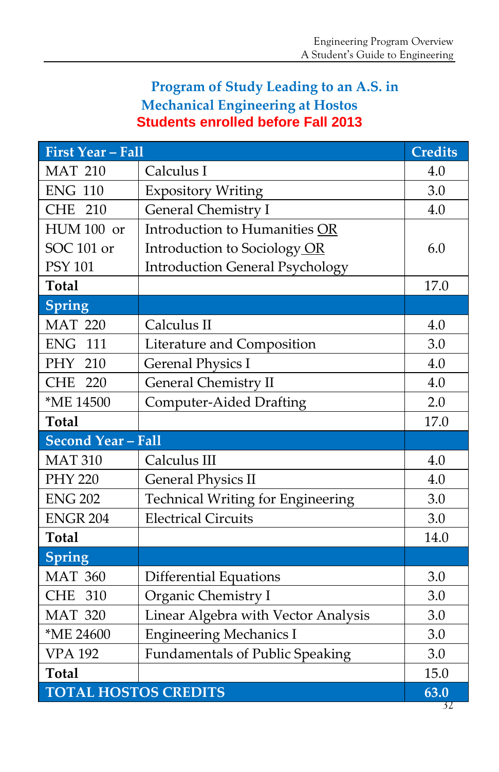## Program of Study Leading to an A.S. in Mechanical Engineering at Hostos

**Students enrolled before Fall 2013**

| First Year – Fall | | Credits |
|---|---|---|
| MAT 210 | Calculus I | 4.0 |
| ENG 110 | Expository Writing | 3.0 |
| CHE 210 | General Chemistry I | 4.0 |
| HUM 100 or SOC 101 or PSY 101 | Introduction to Humanities OR Introduction to Sociology OR Introduction General Psychology | 6.0 |
| **Total** | | 17.0 |
| **Spring** | | |
| MAT 220 | Calculus II | 4.0 |
| ENG 111 | Literature and Composition | 3.0 |
| PHY 210 | Gerenal Physics I | 4.0 |
| CHE 220 | General Chemistry II | 4.0 |
| *ME 14500 | Computer-Aided Drafting | 2.0 |
| **Total** | | 17.0 |
| **Second Year – Fall** | | |
| MAT 310 | Calculus III | 4.0 |
| PHY 220 | General Physics II | 4.0 |
| ENG 202 | Technical Writing for Engineering | 3.0 |
| ENGR 204 | Electrical Circuits | 3.0 |
| **Total** | | 14.0 |
| **Spring** | | |
| MAT 360 | Differential Equations | 3.0 |
| CHE 310 | Organic Chemistry I | 3.0 |
| MAT 320 | Linear Algebra with Vector Analysis | 3.0 |
| *ME 24600 | Engineering Mechanics I | 3.0 |
| VPA 192 | Fundamentals of Public Speaking | 3.0 |
| **Total** | | 15.0 |
| **TOTAL HOSTOS CREDITS** | | **63.0** |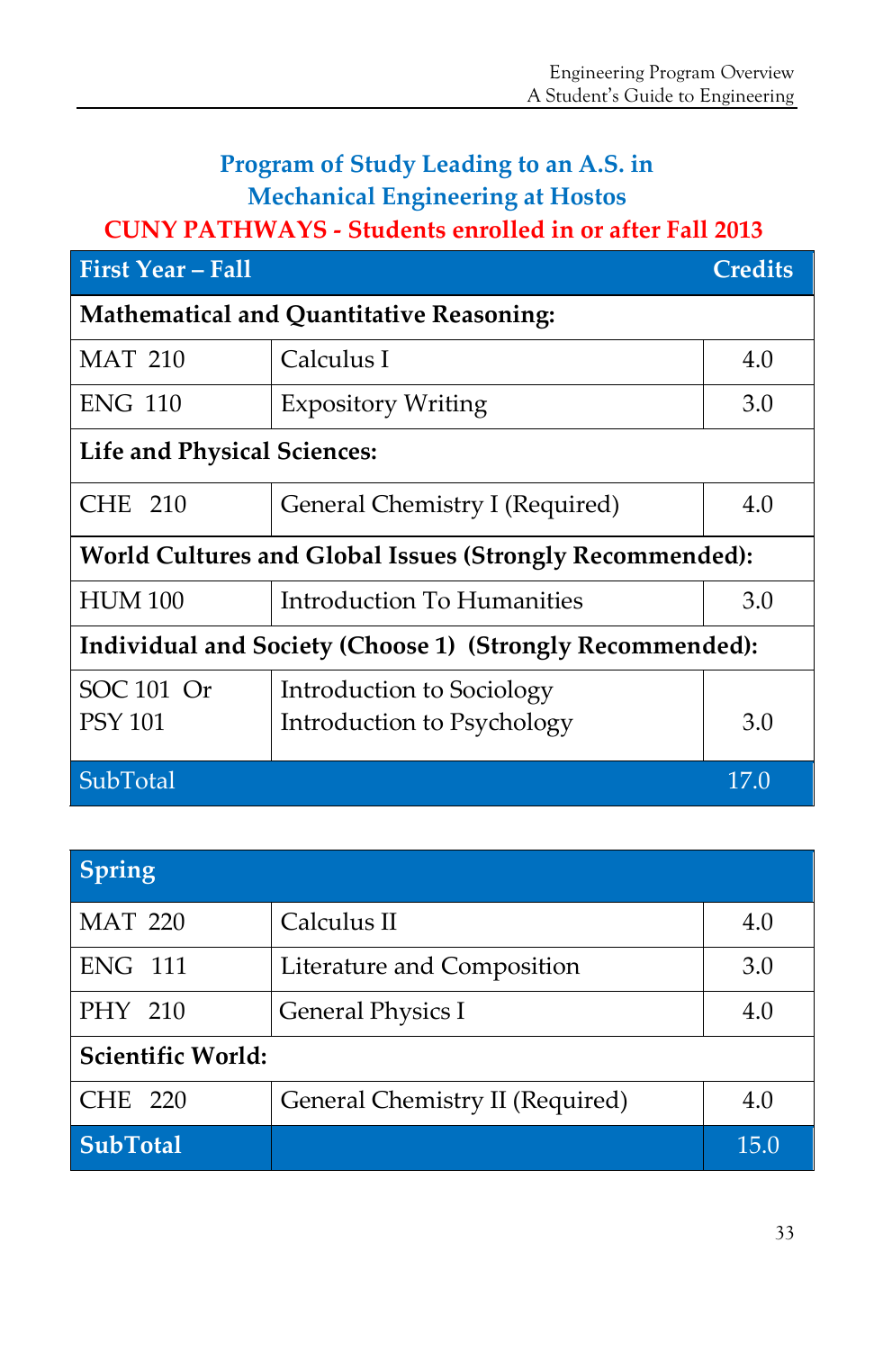## Program of Study Leading to an A.S. in Mechanical Engineering at Hostos

**CUNY PATHWAYS - Students enrolled in or after Fall 2013**

| **First Year – Fall** | | **Credits** |
|---|---|---|
| **Mathematical and Quantitative Reasoning:** | | |
| MAT 210 | Calculus I | 4.0 |
| ENG 110 | Expository Writing | 3.0 |
| **Life and Physical Sciences:** | | |
| CHE 210 | General Chemistry I (Required) | 4.0 |
| **World Cultures and Global Issues (Strongly Recommended):** | | |
| HUM 100 | Introduction To Humanities | 3.0 |
| **Individual and Society (Choose 1) (Strongly Recommended):** | | |
| SOC 101 Or PSY 101 | Introduction to Sociology Introduction to Psychology | 3.0 |
| SubTotal | | 17.0 |

| **Spring** | | |
|---|---|---|
| MAT 220 | Calculus II | 4.0 |
| ENG 111 | Literature and Composition | 3.0 |
| PHY 210 | General Physics I | 4.0 |
| **Scientific World:** | | |
| CHE 220 | General Chemistry II (Required) | 4.0 |
| **SubTotal** | | 15.0 |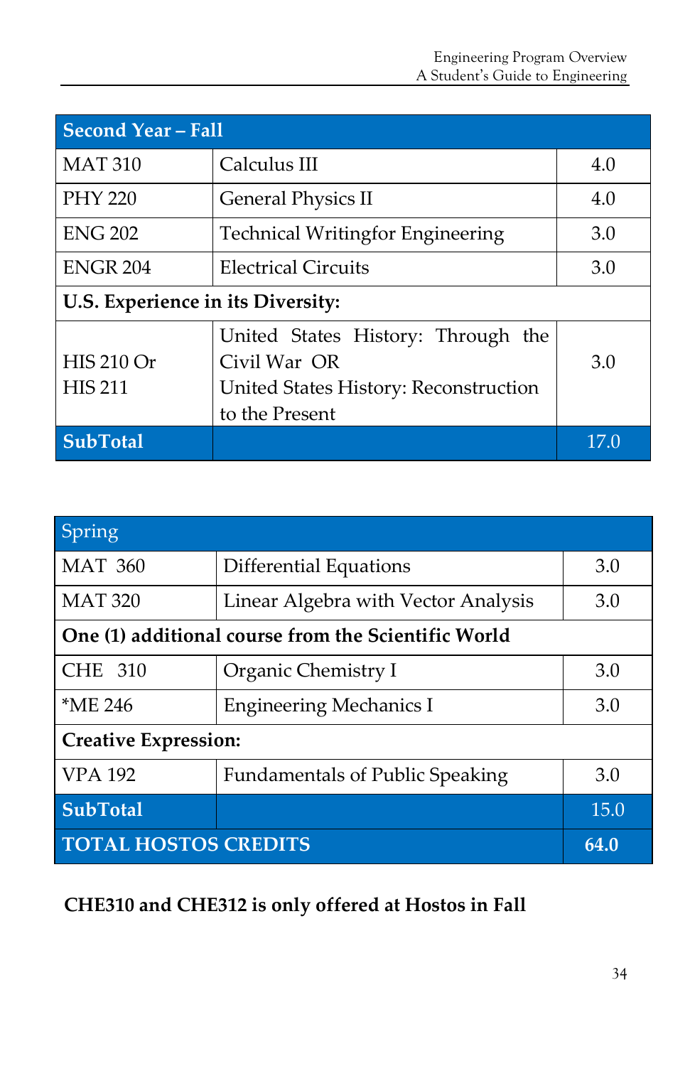| Second Year – Fall | | |
|---|---|---|
| MAT 310 | Calculus III | 4.0 |
| PHY 220 | General Physics II | 4.0 |
| ENG 202 | Technical Writingfor Engineering | 3.0 |
| ENGR 204 | Electrical Circuits | 3.0 |
| **U.S. Experience in its Diversity:** | | |
| HIS 210 Or HIS 211 | United States History: Through the Civil War OR United States History: Reconstruction to the Present | 3.0 |
| **SubTotal** | | 17.0 |

| Spring | | |
|---|---|---|
| MAT 360 | Differential Equations | 3.0 |
| MAT 320 | Linear Algebra with Vector Analysis | 3.0 |
| **One (1) additional course from the Scientific World** | | |
| CHE 310 | Organic Chemistry I | 3.0 |
| *ME 246 | Engineering Mechanics I | 3.0 |
| **Creative Expression:** | | |
| VPA 192 | Fundamentals of Public Speaking | 3.0 |
| **SubTotal** | | 15.0 |
| **TOTAL HOSTOS CREDITS** | | **64.0** |

**CHE310 and CHE312 is only offered at Hostos in Fall**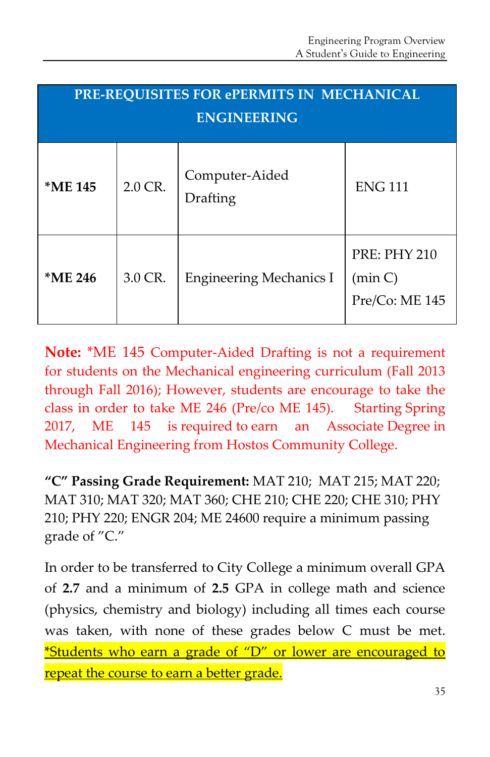| PRE-REQUISITES FOR ePERMITS IN MECHANICAL ENGINEERING | | | |
|---|---|---|---|
| ***ME 145** | 2.0 CR. | Computer-Aided Drafting | ENG 111 |
| ***ME 246** | 3.0 CR. | Engineering Mechanics I | PRE: PHY 210 (min C) Pre/Co: ME 145 |

**Note:** *ME 145 Computer-Aided Drafting is not a requirement for students on the Mechanical engineering curriculum (Fall 2013 through Fall 2016); However, students are encourage to take the class in order to take ME 246 (Pre/co ME 145). Starting Spring 2017, ME 145 is required to earn an Associate Degree in Mechanical Engineering from Hostos Community College.

**"C" Passing Grade Requirement:** MAT 210; MAT 215; MAT 220; MAT 310; MAT 320; MAT 360; CHE 210; CHE 220; CHE 310; PHY 210; PHY 220; ENGR 204; ME 24600 require a minimum passing grade of "C."

In order to be transferred to City College a minimum overall GPA of **2.7** and a minimum of **2.5** GPA in college math and science (physics, chemistry and biology) including all times each course was taken, with none of these grades below C must be met. *Students who earn a grade of "D" or lower are encouraged to repeat the course to earn a better grade.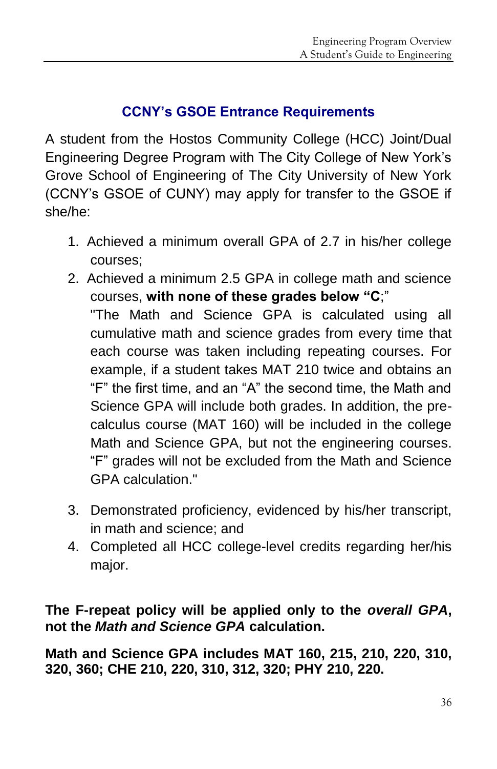## CCNY's GSOE Entrance Requirements

A student from the Hostos Community College (HCC) Joint/Dual Engineering Degree Program with The City College of New York's Grove School of Engineering of The City University of New York (CCNY's GSOE of CUNY) may apply for transfer to the GSOE if she/he:

1. Achieved a minimum overall GPA of 2.7 in his/her college courses;
2. Achieved a minimum 2.5 GPA in college math and science courses, **with none of these grades below "C**;"
   "The Math and Science GPA is calculated using all cumulative math and science grades from every time that each course was taken including repeating courses. For example, if a student takes MAT 210 twice and obtains an "F" the first time, and an "A" the second time, the Math and Science GPA will include both grades. In addition, the pre-calculus course (MAT 160) will be included in the college Math and Science GPA, but not the engineering courses. "F" grades will not be excluded from the Math and Science GPA calculation."
3. Demonstrated proficiency, evidenced by his/her transcript, in math and science; and
4. Completed all HCC college-level credits regarding her/his major.

**The F-repeat policy will be applied only to the *overall GPA*, not the *Math and Science GPA* calculation.**

**Math and Science GPA includes MAT 160, 215, 210, 220, 310, 320, 360; CHE 210, 220, 310, 312, 320; PHY 210, 220.**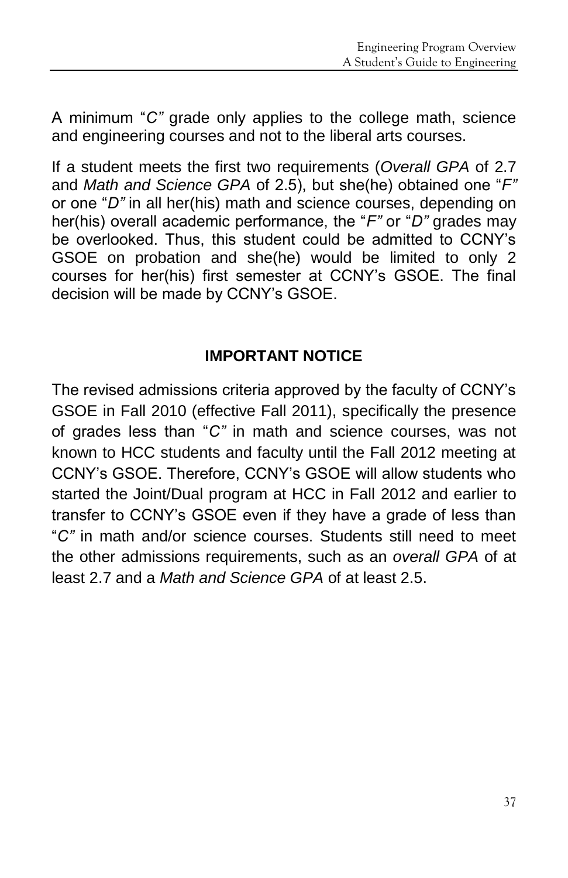A minimum "*C"* grade only applies to the college math, science and engineering courses and not to the liberal arts courses.

If a student meets the first two requirements (*Overall GPA* of 2.7 and *Math and Science GPA* of 2.5), but she(he) obtained one "*F"* or one "*D"* in all her(his) math and science courses, depending on her(his) overall academic performance, the "*F"* or "*D"* grades may be overlooked. Thus, this student could be admitted to CCNY's GSOE on probation and she(he) would be limited to only 2 courses for her(his) first semester at CCNY's GSOE. The final decision will be made by CCNY's GSOE.

## IMPORTANT NOTICE

The revised admissions criteria approved by the faculty of CCNY's GSOE in Fall 2010 (effective Fall 2011), specifically the presence of grades less than "*C"* in math and science courses, was not known to HCC students and faculty until the Fall 2012 meeting at CCNY's GSOE. Therefore, CCNY's GSOE will allow students who started the Joint/Dual program at HCC in Fall 2012 and earlier to transfer to CCNY's GSOE even if they have a grade of less than "*C"* in math and/or science courses. Students still need to meet the other admissions requirements, such as an *overall GPA* of at least 2.7 and a *Math and Science GPA* of at least 2.5.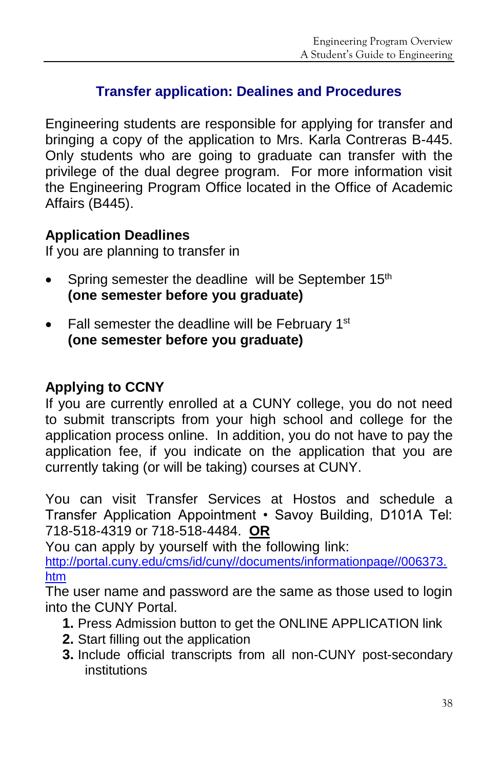## Transfer application: Dealines and Procedures

Engineering students are responsible for applying for transfer and bringing a copy of the application to Mrs. Karla Contreras B-445. Only students who are going to graduate can transfer with the privilege of the dual degree program. For more information visit the Engineering Program Office located in the Office of Academic Affairs (B445).

**Application Deadlines**

If you are planning to transfer in

- Spring semester the deadline will be September 15th
  **(one semester before you graduate)**

- Fall semester the deadline will be February 1st
  **(one semester before you graduate)**

**Applying to CCNY**

If you are currently enrolled at a CUNY college, you do not need to submit transcripts from your high school and college for the application process online. In addition, you do not have to pay the application fee, if you indicate on the application that you are currently taking (or will be taking) courses at CUNY.

You can visit Transfer Services at Hostos and schedule a Transfer Application Appointment • Savoy Building, D101A Tel: 718-518-4319 or 718-518-4484. **OR**

You can apply by yourself with the following link:
[http://portal.cuny.edu/cms/id/cuny//documents/informationpage//006373.htm](http://portal.cuny.edu/cms/id/cuny//documents/informationpage//006373.htm)

The user name and password are the same as those used to login into the CUNY Portal.

1. Press Admission button to get the ONLINE APPLICATION link
2. Start filling out the application
3. Include official transcripts from all non-CUNY post-secondary institutions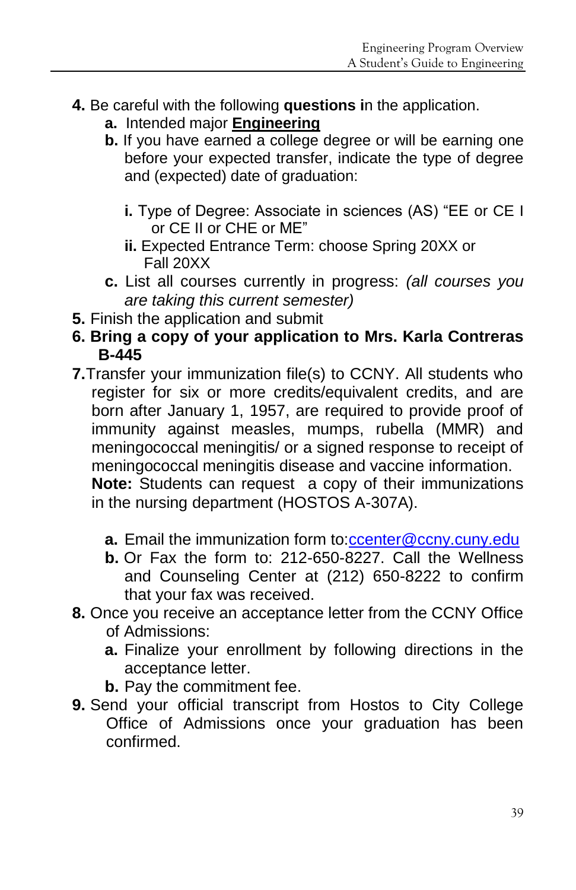**4.** Be careful with the following **questions i**n the application.

   **a.** Intended major **<u>Engineering</u>**

   **b.** If you have earned a college degree or will be earning one before your expected transfer, indicate the type of degree and (expected) date of graduation:

      **i.** Type of Degree: Associate in sciences (AS) “EE or CE I or CE II or CHE or ME”

      **ii.** Expected Entrance Term: choose Spring 20XX or Fall 20XX

   **c.** List all courses currently in progress: *(all courses you are taking this current semester)*

**5.** Finish the application and submit

**6. Bring a copy of your application to Mrs. Karla Contreras B-445**

**7.** Transfer your immunization file(s) to CCNY. All students who register for six or more credits/equivalent credits, and are born after January 1, 1957, are required to provide proof of immunity against measles, mumps, rubella (MMR) and meningococcal meningitis/ or a signed response to receipt of meningococcal meningitis disease and vaccine information.
**Note:** Students can request a copy of their immunizations in the nursing department (HOSTOS A-307A).

   **a.** Email the immunization form to: ccenter@ccny.cuny.edu

   **b.** Or Fax the form to: 212-650-8227. Call the Wellness and Counseling Center at (212) 650-8222 to confirm that your fax was received.

**8.** Once you receive an acceptance letter from the CCNY Office of Admissions:

   **a.** Finalize your enrollment by following directions in the acceptance letter.

   **b.** Pay the commitment fee.

**9.** Send your official transcript from Hostos to City College Office of Admissions once your graduation has been confirmed.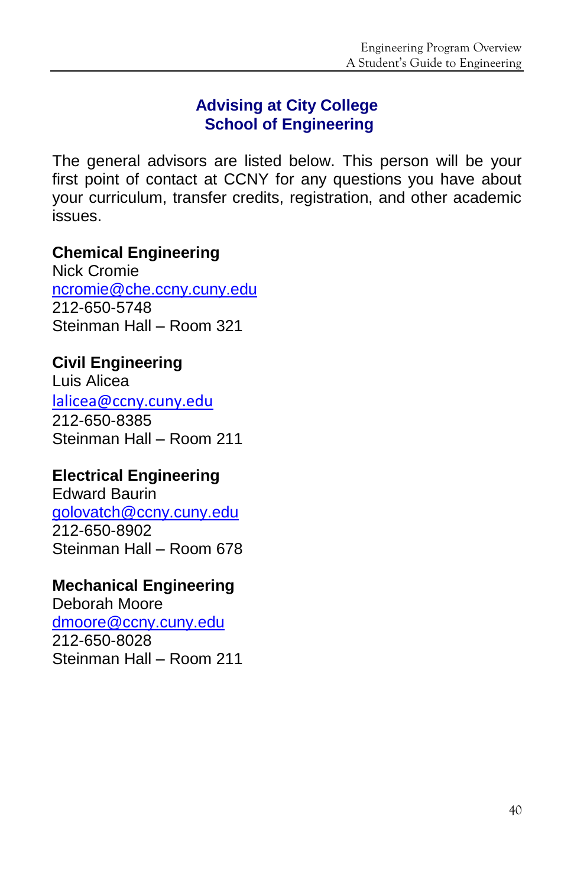## Advising at City College School of Engineering

The general advisors are listed below. This person will be your first point of contact at CCNY for any questions you have about your curriculum, transfer credits, registration, and other academic issues.

**Chemical Engineering**
Nick Cromie
ncromie@che.ccny.cuny.edu
212-650-5748
Steinman Hall – Room 321

**Civil Engineering**
Luis Alicea
lalicea@ccny.cuny.edu
212-650-8385
Steinman Hall – Room 211

**Electrical Engineering**
Edward Baurin
golovatch@ccny.cuny.edu
212-650-8902
Steinman Hall – Room 678

**Mechanical Engineering**
Deborah Moore
dmoore@ccny.cuny.edu
212-650-8028
Steinman Hall – Room 211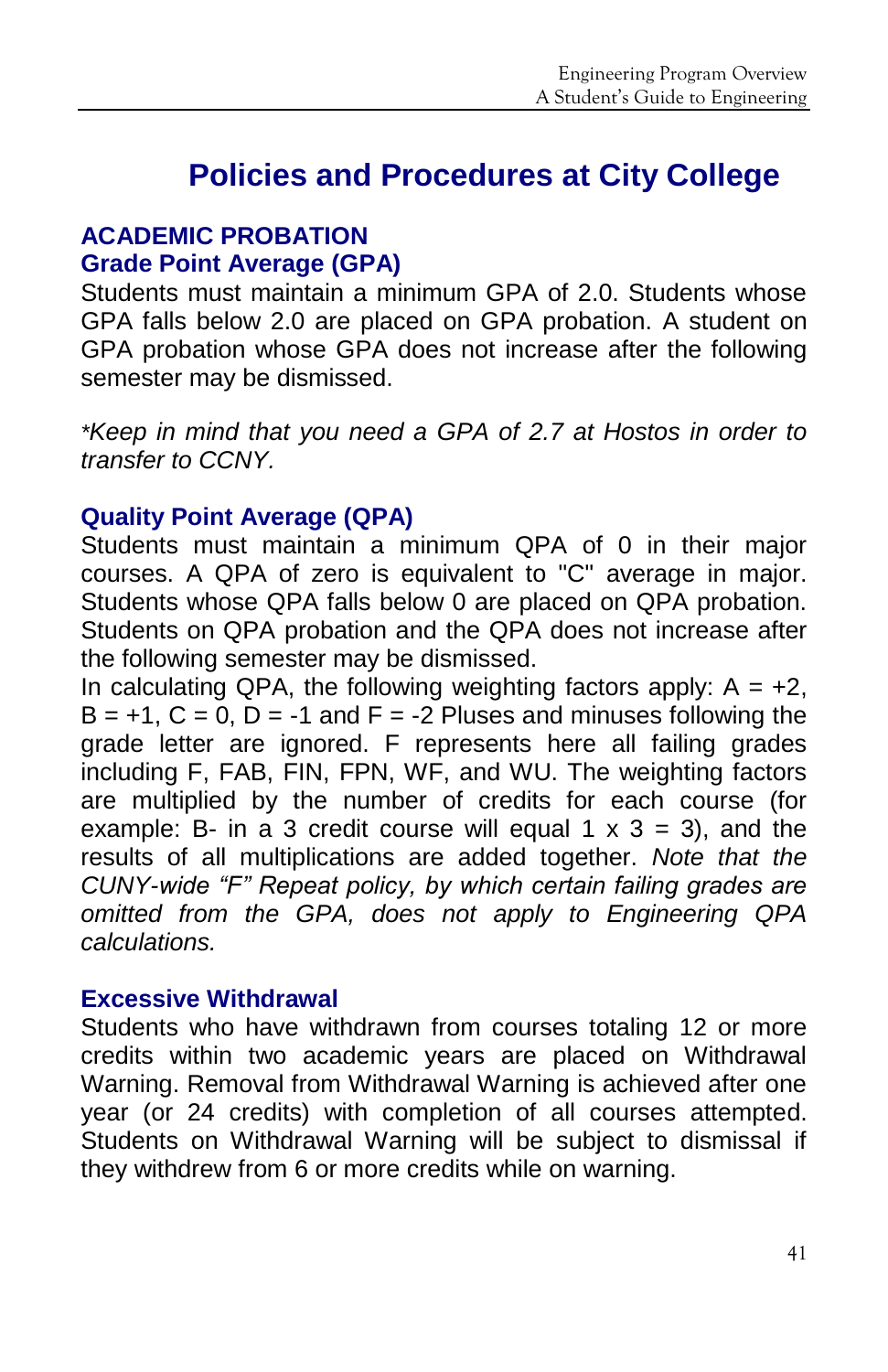# Policies and Procedures at City College

## ACADEMIC PROBATION

### Grade Point Average (GPA)

Students must maintain a minimum GPA of 2.0. Students whose GPA falls below 2.0 are placed on GPA probation. A student on GPA probation whose GPA does not increase after the following semester may be dismissed.

*\*Keep in mind that you need a GPA of 2.7 at Hostos in order to transfer to CCNY.*

### Quality Point Average (QPA)

Students must maintain a minimum QPA of 0 in their major courses. A QPA of zero is equivalent to "C" average in major. Students whose QPA falls below 0 are placed on QPA probation. Students on QPA probation and the QPA does not increase after the following semester may be dismissed.

In calculating QPA, the following weighting factors apply: A = +2, B = +1, C = 0, D = -1 and F = -2 Pluses and minuses following the grade letter are ignored. F represents here all failing grades including F, FAB, FIN, FPN, WF, and WU. The weighting factors are multiplied by the number of credits for each course (for example: B- in a 3 credit course will equal 1 x 3 = 3), and the results of all multiplications are added together. *Note that the CUNY-wide "F" Repeat policy, by which certain failing grades are omitted from the GPA, does not apply to Engineering QPA calculations.*

### Excessive Withdrawal

Students who have withdrawn from courses totaling 12 or more credits within two academic years are placed on Withdrawal Warning. Removal from Withdrawal Warning is achieved after one year (or 24 credits) with completion of all courses attempted. Students on Withdrawal Warning will be subject to dismissal if they withdrew from 6 or more credits while on warning.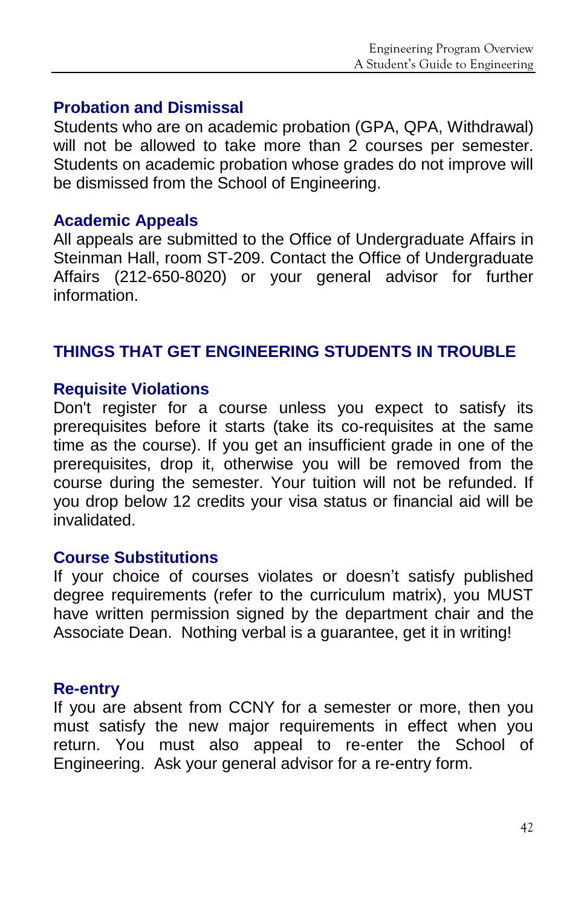### Probation and Dismissal

Students who are on academic probation (GPA, QPA, Withdrawal) will not be allowed to take more than 2 courses per semester. Students on academic probation whose grades do not improve will be dismissed from the School of Engineering.

### Academic Appeals

All appeals are submitted to the Office of Undergraduate Affairs in Steinman Hall, room ST-209. Contact the Office of Undergraduate Affairs (212-650-8020) or your general advisor for further information.

## THINGS THAT GET ENGINEERING STUDENTS IN TROUBLE

### Requisite Violations

Don't register for a course unless you expect to satisfy its prerequisites before it starts (take its co-requisites at the same time as the course). If you get an insufficient grade in one of the prerequisites, drop it, otherwise you will be removed from the course during the semester. Your tuition will not be refunded. If you drop below 12 credits your visa status or financial aid will be invalidated.

### Course Substitutions

If your choice of courses violates or doesn't satisfy published degree requirements (refer to the curriculum matrix), you MUST have written permission signed by the department chair and the Associate Dean. Nothing verbal is a guarantee, get it in writing!

### Re-entry

If you are absent from CCNY for a semester or more, then you must satisfy the new major requirements in effect when you return. You must also appeal to re-enter the School of Engineering. Ask your general advisor for a re-entry form.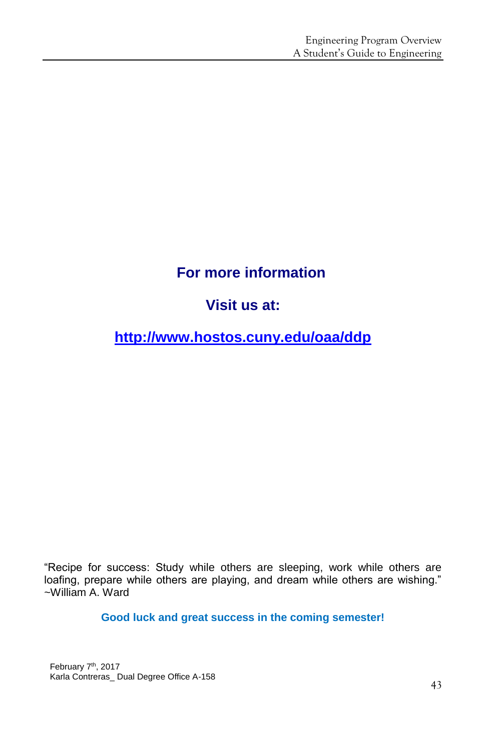**For more information**

**Visit us at:**

**http://www.hostos.cuny.edu/oaa/ddp**

"Recipe for success: Study while others are sleeping, work while others are loafing, prepare while others are playing, and dream while others are wishing." ~William A. Ward

**Good luck and great success in the coming semester!**

February 7th, 2017
Karla Contreras_ Dual Degree Office A-158